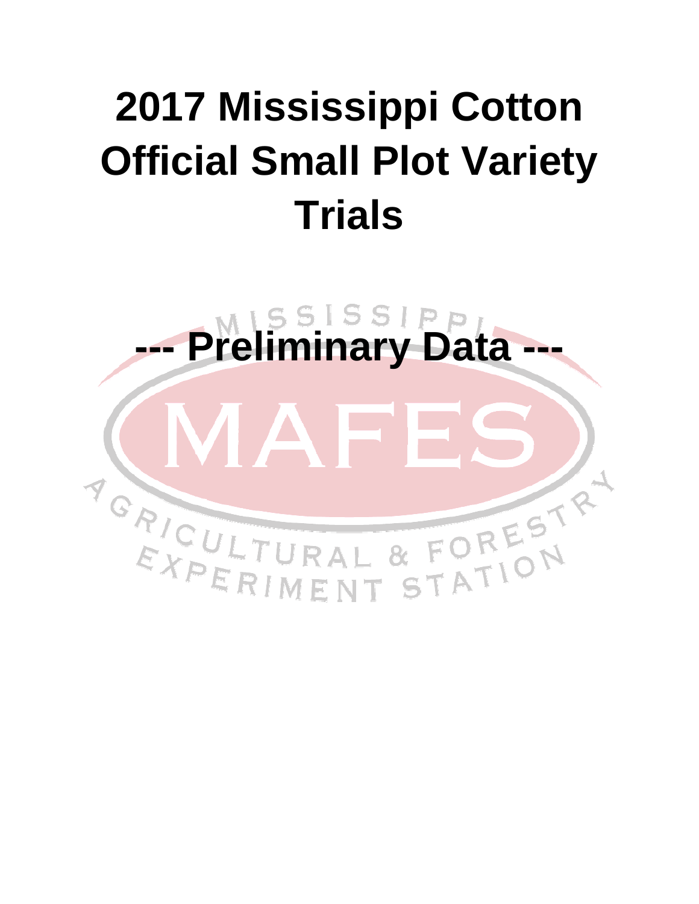# 2017 Mississippi Cotton Official Small Plot Variety Trials

## --- Preliminary Data ---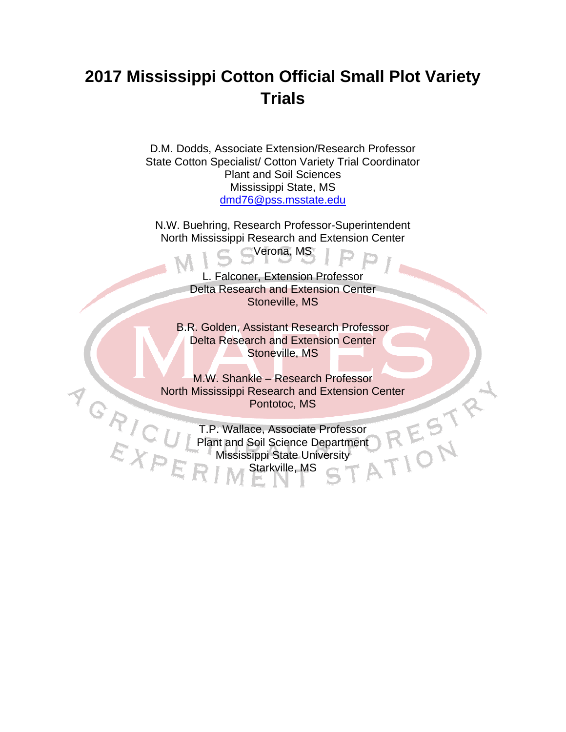# 2017 Mississippi Cotton Official Small Plot Variety Trials

D.M. Dodds, Associate Extension/Research Professor
State Cotton Specialist/ Cotton Variety Trial Coordinator
Plant and Soil Sciences
Mississippi State, MS
dmd76@pss.msstate.edu

N.W. Buehring, Research Professor-Superintendent
North Mississippi Research and Extension Center
Verona, MS

L. Falconer, Extension Professor
Delta Research and Extension Center
Stoneville, MS

B.R. Golden, Assistant Research Professor
Delta Research and Extension Center
Stoneville, MS

M.W. Shankle – Research Professor
North Mississippi Research and Extension Center
Pontotoc, MS

T.P. Wallace, Associate Professor
Plant and Soil Science Department
Mississippi State University
Starkville, MS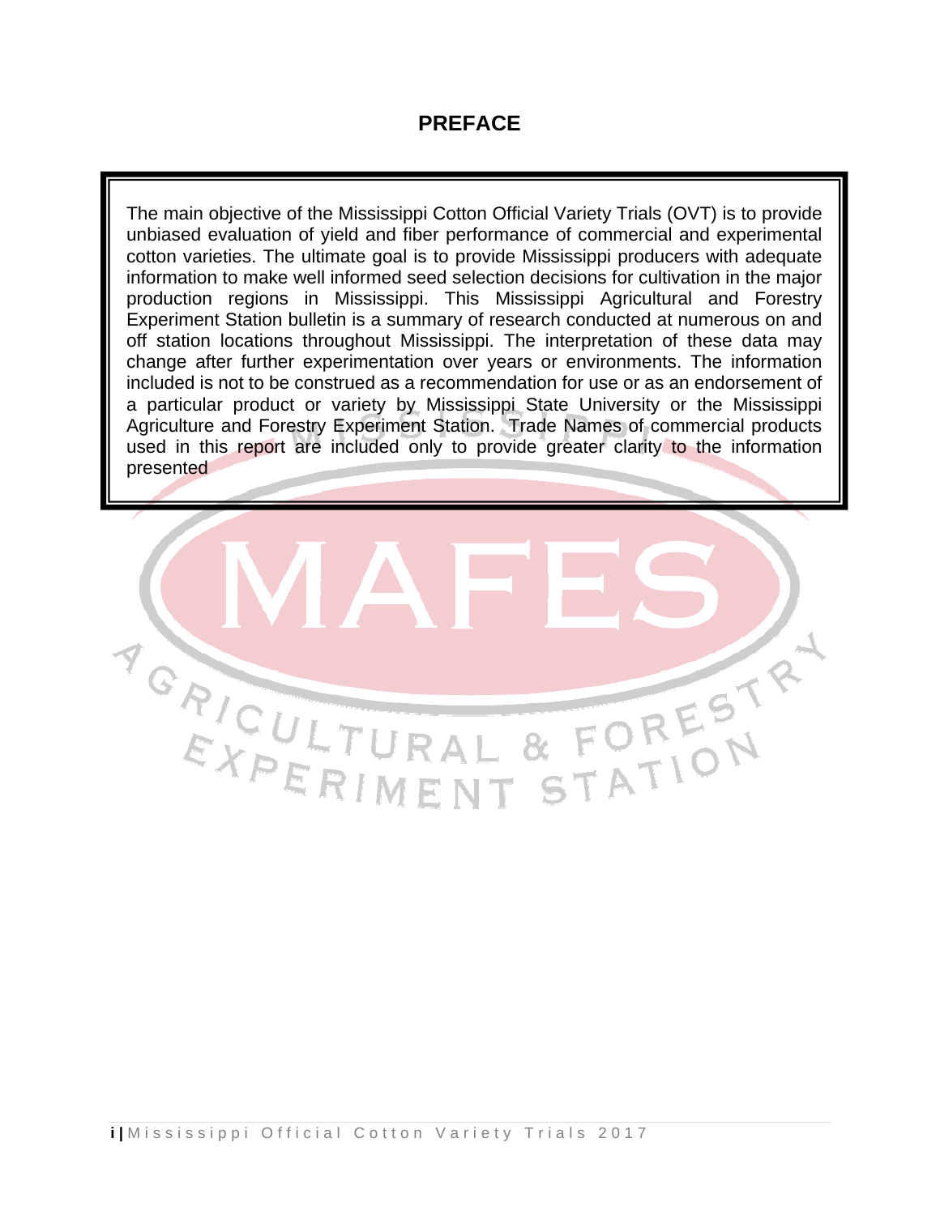# PREFACE

The main objective of the Mississippi Cotton Official Variety Trials (OVT) is to provide unbiased evaluation of yield and fiber performance of commercial and experimental cotton varieties. The ultimate goal is to provide Mississippi producers with adequate information to make well informed seed selection decisions for cultivation in the major production regions in Mississippi. This Mississippi Agricultural and Forestry Experiment Station bulletin is a summary of research conducted at numerous on and off station locations throughout Mississippi. The interpretation of these data may change after further experimentation over years or environments. The information included is not to be construed as a recommendation for use or as an endorsement of a particular product or variety by Mississippi State University or the Mississippi Agriculture and Forestry Experiment Station. Trade Names of commercial products used in this report are included only to provide greater clarity to the information presented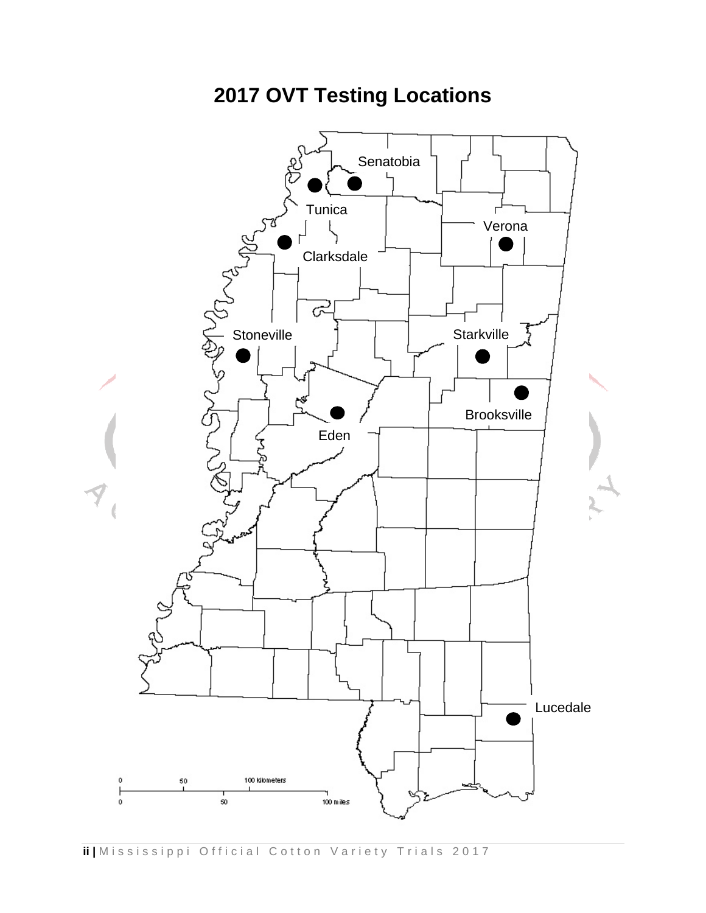# 2017 OVT Testing Locations

Senatobia

Tunica

Verona

Clarksdale

Stoneville

Starkville

Brooksville

Eden

Lucedale

0 50 100 kilometers

0 50 100 miles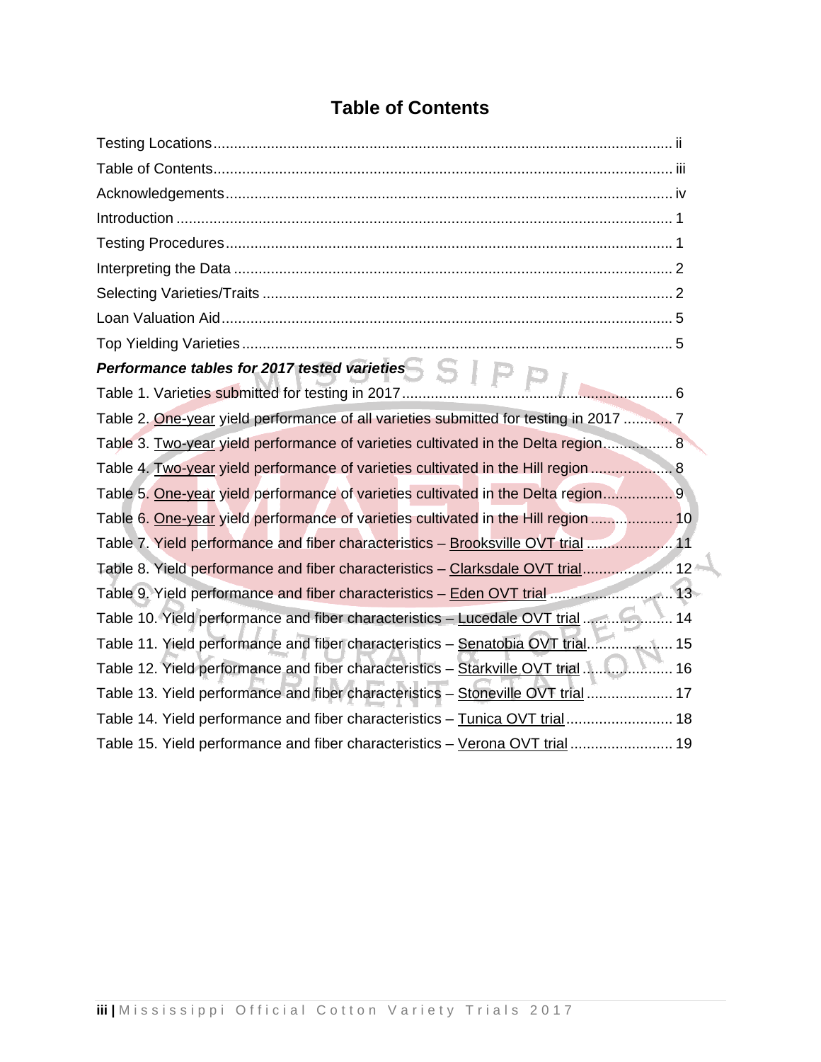# Table of Contents

Testing Locations ................................................................................................ ii

Table of Contents ................................................................................................ iii

Acknowledgements ................................................................................................ iv

Introduction ................................................................................................ 1

Testing Procedures ................................................................................................ 1

Interpreting the Data ................................................................................................ 2

Selecting Varieties/Traits ................................................................................................ 2

Loan Valuation Aid ................................................................................................ 5

Top Yielding Varieties ................................................................................................ 5

***Performance tables for 2017 tested varieties***

Table 1. Varieties submitted for testing in 2017 ................................................................ 6

Table 2. <u>One-year</u> yield performance of all varieties submitted for testing in 2017 ............ 7

Table 3. <u>Two-year</u> yield performance of varieties cultivated in the Delta region ................ 8

Table 4. <u>Two-year</u> yield performance of varieties cultivated in the Hill region .................... 8

Table 5. <u>One-year</u> yield performance of varieties cultivated in the Delta region ................ 9

Table 6. <u>One-year</u> yield performance of varieties cultivated in the Hill region .................... 10

Table 7. Yield performance and fiber characteristics – <u>Brooksville OVT trial</u> .................... 11

Table 8. Yield performance and fiber characteristics – <u>Clarksdale OVT trial</u> ...................... 12

Table 9. Yield performance and fiber characteristics – <u>Eden OVT trial</u> ............................ 13

Table 10. Yield performance and fiber characteristics – <u>Lucedale OVT trial</u> .................... 14

Table 11. Yield performance and fiber characteristics – <u>Senatobia OVT trial</u> .................... 15

Table 12. Yield performance and fiber characteristics – <u>Starkville OVT trial</u> .................... 16

Table 13. Yield performance and fiber characteristics – <u>Stoneville OVT trial</u> .................... 17

Table 14. Yield performance and fiber characteristics – <u>Tunica OVT trial</u> ........................ 18

Table 15. Yield performance and fiber characteristics – <u>Verona OVT trial</u> ........................ 19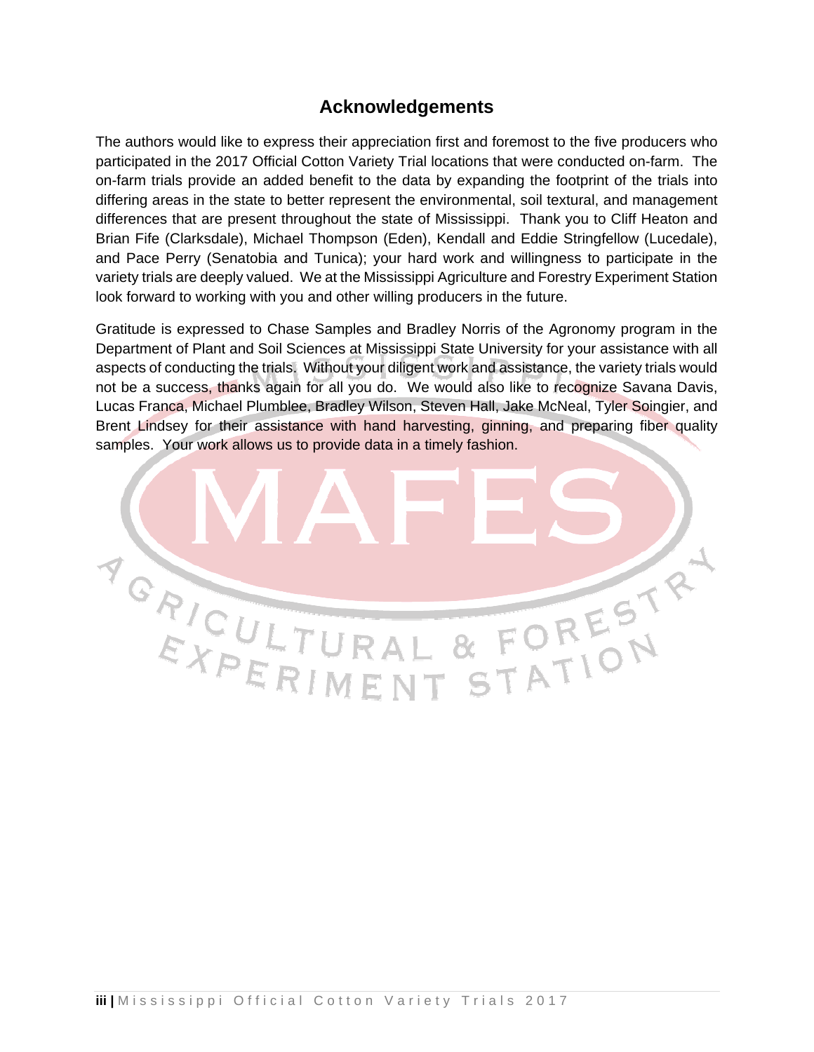## Acknowledgements

The authors would like to express their appreciation first and foremost to the five producers who participated in the 2017 Official Cotton Variety Trial locations that were conducted on-farm. The on-farm trials provide an added benefit to the data by expanding the footprint of the trials into differing areas in the state to better represent the environmental, soil textural, and management differences that are present throughout the state of Mississippi. Thank you to Cliff Heaton and Brian Fife (Clarksdale), Michael Thompson (Eden), Kendall and Eddie Stringfellow (Lucedale), and Pace Perry (Senatobia and Tunica); your hard work and willingness to participate in the variety trials are deeply valued. We at the Mississippi Agriculture and Forestry Experiment Station look forward to working with you and other willing producers in the future.

Gratitude is expressed to Chase Samples and Bradley Norris of the Agronomy program in the Department of Plant and Soil Sciences at Mississippi State University for your assistance with all aspects of conducting the trials. Without your diligent work and assistance, the variety trials would not be a success, thanks again for all you do. We would also like to recognize Savana Davis, Lucas Franca, Michael Plumblee, Bradley Wilson, Steven Hall, Jake McNeal, Tyler Soingier, and Brent Lindsey for their assistance with hand harvesting, ginning, and preparing fiber quality samples. Your work allows us to provide data in a timely fashion.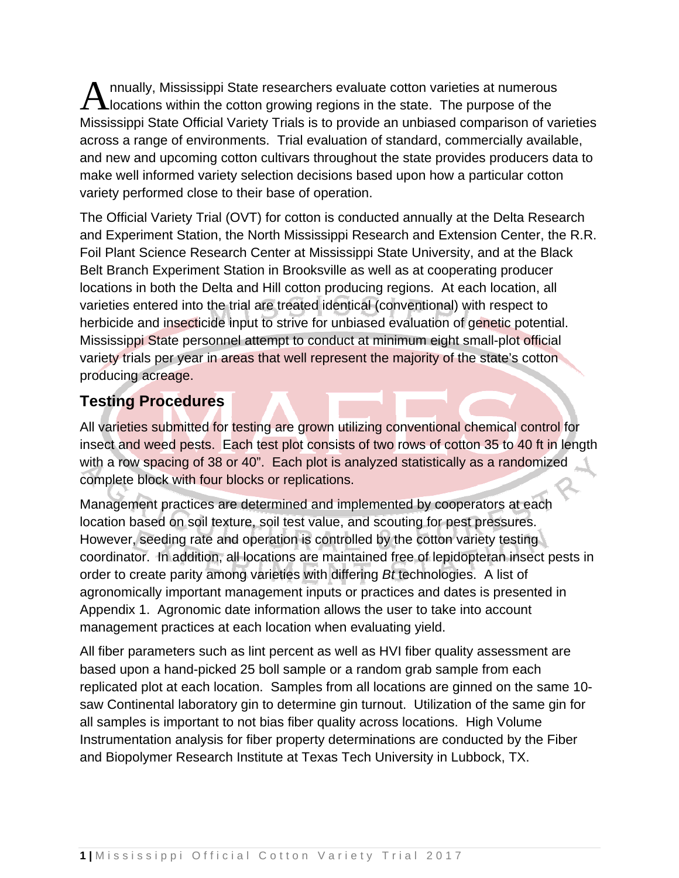Annually, Mississippi State researchers evaluate cotton varieties at numerous locations within the cotton growing regions in the state. The purpose of the Mississippi State Official Variety Trials is to provide an unbiased comparison of varieties across a range of environments. Trial evaluation of standard, commercially available, and new and upcoming cotton cultivars throughout the state provides producers data to make well informed variety selection decisions based upon how a particular cotton variety performed close to their base of operation.

The Official Variety Trial (OVT) for cotton is conducted annually at the Delta Research and Experiment Station, the North Mississippi Research and Extension Center, the R.R. Foil Plant Science Research Center at Mississippi State University, and at the Black Belt Branch Experiment Station in Brooksville as well as at cooperating producer locations in both the Delta and Hill cotton producing regions. At each location, all varieties entered into the trial are treated identical (conventional) with respect to herbicide and insecticide input to strive for unbiased evaluation of genetic potential. Mississippi State personnel attempt to conduct at minimum eight small-plot official variety trials per year in areas that well represent the majority of the state's cotton producing acreage.

## Testing Procedures

All varieties submitted for testing are grown utilizing conventional chemical control for insect and weed pests. Each test plot consists of two rows of cotton 35 to 40 ft in length with a row spacing of 38 or 40". Each plot is analyzed statistically as a randomized complete block with four blocks or replications.

Management practices are determined and implemented by cooperators at each location based on soil texture, soil test value, and scouting for pest pressures. However, seeding rate and operation is controlled by the cotton variety testing coordinator. In addition, all locations are maintained free of lepidopteran insect pests in order to create parity among varieties with differing *Bt* technologies. A list of agronomically important management inputs or practices and dates is presented in Appendix 1. Agronomic date information allows the user to take into account management practices at each location when evaluating yield.

All fiber parameters such as lint percent as well as HVI fiber quality assessment are based upon a hand-picked 25 boll sample or a random grab sample from each replicated plot at each location. Samples from all locations are ginned on the same 10-saw Continental laboratory gin to determine gin turnout. Utilization of the same gin for all samples is important to not bias fiber quality across locations. High Volume Instrumentation analysis for fiber property determinations are conducted by the Fiber and Biopolymer Research Institute at Texas Tech University in Lubbock, TX.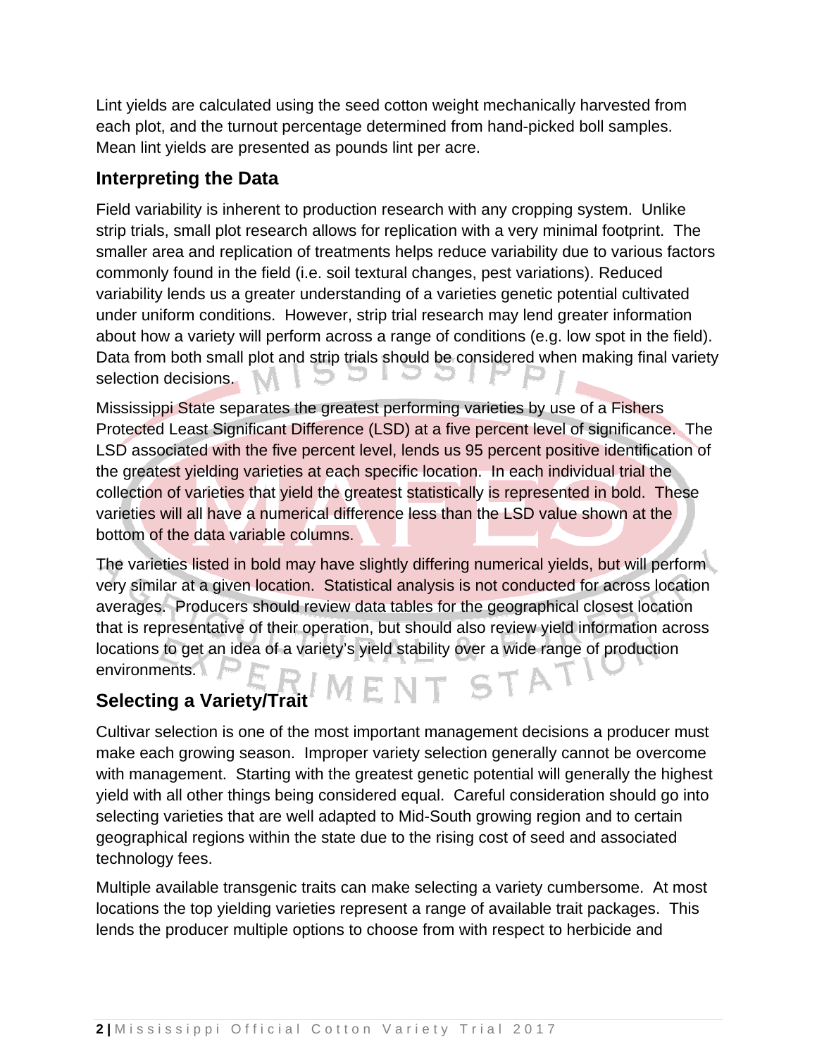Lint yields are calculated using the seed cotton weight mechanically harvested from each plot, and the turnout percentage determined from hand-picked boll samples. Mean lint yields are presented as pounds lint per acre.

## Interpreting the Data

Field variability is inherent to production research with any cropping system. Unlike strip trials, small plot research allows for replication with a very minimal footprint. The smaller area and replication of treatments helps reduce variability due to various factors commonly found in the field (i.e. soil textural changes, pest variations). Reduced variability lends us a greater understanding of a varieties genetic potential cultivated under uniform conditions. However, strip trial research may lend greater information about how a variety will perform across a range of conditions (e.g. low spot in the field). Data from both small plot and strip trials should be considered when making final variety selection decisions.

Mississippi State separates the greatest performing varieties by use of a Fishers Protected Least Significant Difference (LSD) at a five percent level of significance. The LSD associated with the five percent level, lends us 95 percent positive identification of the greatest yielding varieties at each specific location. In each individual trial the collection of varieties that yield the greatest statistically is represented in bold. These varieties will all have a numerical difference less than the LSD value shown at the bottom of the data variable columns.

The varieties listed in bold may have slightly differing numerical yields, but will perform very similar at a given location. Statistical analysis is not conducted for across location averages. Producers should review data tables for the geographical closest location that is representative of their operation, but should also review yield information across locations to get an idea of a variety's yield stability over a wide range of production environments.

## Selecting a Variety/Trait

Cultivar selection is one of the most important management decisions a producer must make each growing season. Improper variety selection generally cannot be overcome with management. Starting with the greatest genetic potential will generally the highest yield with all other things being considered equal. Careful consideration should go into selecting varieties that are well adapted to Mid-South growing region and to certain geographical regions within the state due to the rising cost of seed and associated technology fees.

Multiple available transgenic traits can make selecting a variety cumbersome. At most locations the top yielding varieties represent a range of available trait packages. This lends the producer multiple options to choose from with respect to herbicide and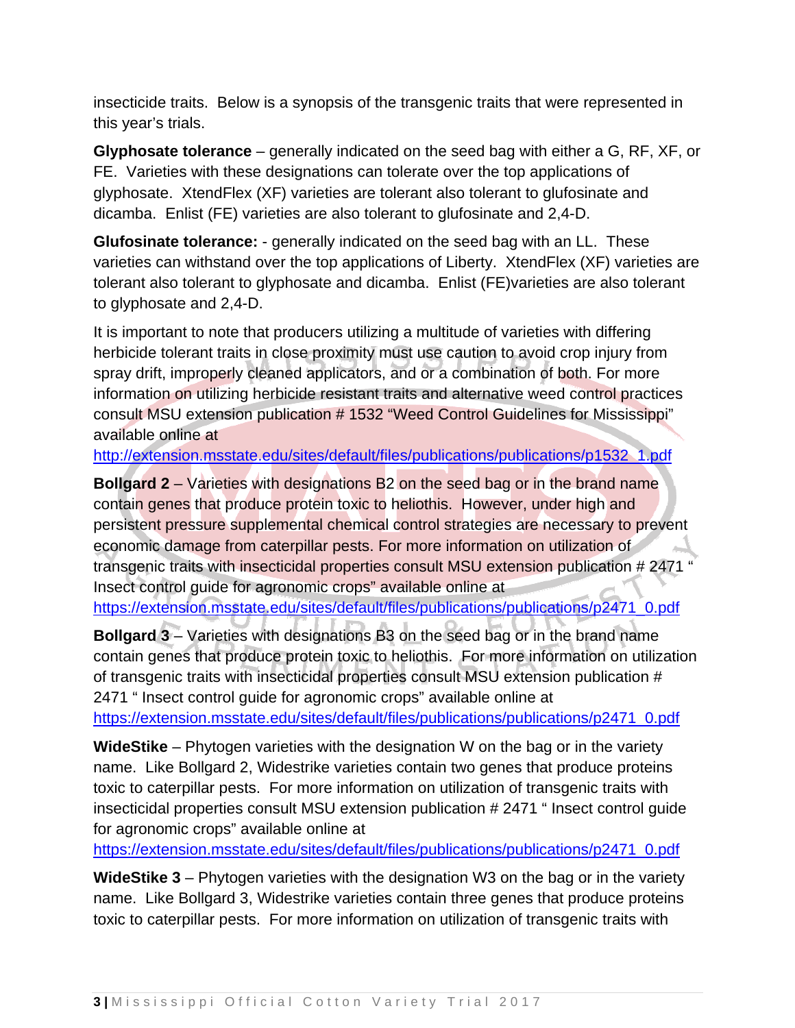insecticide traits. Below is a synopsis of the transgenic traits that were represented in this year's trials.

**Glyphosate tolerance** – generally indicated on the seed bag with either a G, RF, XF, or FE. Varieties with these designations can tolerate over the top applications of glyphosate. XtendFlex (XF) varieties are tolerant also tolerant to glufosinate and dicamba. Enlist (FE) varieties are also tolerant to glufosinate and 2,4-D.

**Glufosinate tolerance:** - generally indicated on the seed bag with an LL. These varieties can withstand over the top applications of Liberty. XtendFlex (XF) varieties are tolerant also tolerant to glyphosate and dicamba. Enlist (FE)varieties are also tolerant to glyphosate and 2,4-D.

It is important to note that producers utilizing a multitude of varieties with differing herbicide tolerant traits in close proximity must use caution to avoid crop injury from spray drift, improperly cleaned applicators, and or a combination of both. For more information on utilizing herbicide resistant traits and alternative weed control practices consult MSU extension publication # 1532 "Weed Control Guidelines for Mississippi" available online at http://extension.msstate.edu/sites/default/files/publications/publications/p1532_1.pdf

**Bollgard 2** – Varieties with designations B2 on the seed bag or in the brand name contain genes that produce protein toxic to heliothis. However, under high and persistent pressure supplemental chemical control strategies are necessary to prevent economic damage from caterpillar pests. For more information on utilization of transgenic traits with insecticidal properties consult MSU extension publication # 2471 " Insect control guide for agronomic crops" available online at https://extension.msstate.edu/sites/default/files/publications/publications/p2471_0.pdf

**Bollgard 3** – Varieties with designations B3 on the seed bag or in the brand name contain genes that produce protein toxic to heliothis. For more information on utilization of transgenic traits with insecticidal properties consult MSU extension publication # 2471 " Insect control guide for agronomic crops" available online at https://extension.msstate.edu/sites/default/files/publications/publications/p2471_0.pdf

**WideStike** – Phytogen varieties with the designation W on the bag or in the variety name. Like Bollgard 2, Widestrike varieties contain two genes that produce proteins toxic to caterpillar pests. For more information on utilization of transgenic traits with insecticidal properties consult MSU extension publication # 2471 " Insect control guide for agronomic crops" available online at https://extension.msstate.edu/sites/default/files/publications/publications/p2471_0.pdf

**WideStike 3** – Phytogen varieties with the designation W3 on the bag or in the variety name. Like Bollgard 3, Widestrike varieties contain three genes that produce proteins toxic to caterpillar pests. For more information on utilization of transgenic traits with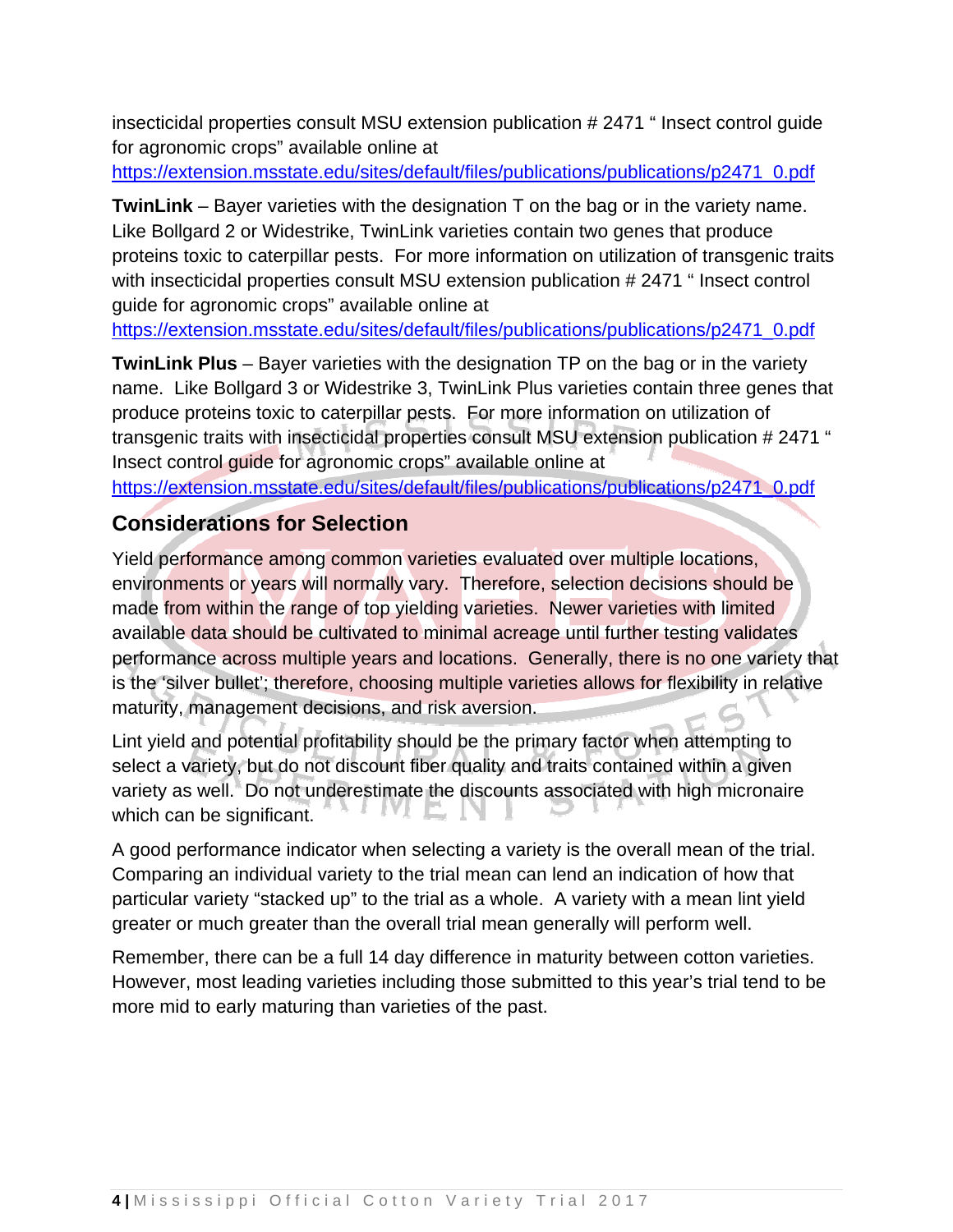insecticidal properties consult MSU extension publication # 2471 " Insect control guide for agronomic crops" available online at https://extension.msstate.edu/sites/default/files/publications/publications/p2471_0.pdf

**TwinLink** – Bayer varieties with the designation T on the bag or in the variety name. Like Bollgard 2 or Widestrike, TwinLink varieties contain two genes that produce proteins toxic to caterpillar pests. For more information on utilization of transgenic traits with insecticidal properties consult MSU extension publication # 2471 " Insect control guide for agronomic crops" available online at https://extension.msstate.edu/sites/default/files/publications/publications/p2471_0.pdf

**TwinLink Plus** – Bayer varieties with the designation TP on the bag or in the variety name. Like Bollgard 3 or Widestrike 3, TwinLink Plus varieties contain three genes that produce proteins toxic to caterpillar pests. For more information on utilization of transgenic traits with insecticidal properties consult MSU extension publication # 2471 " Insect control guide for agronomic crops" available online at https://extension.msstate.edu/sites/default/files/publications/publications/p2471_0.pdf

## Considerations for Selection

Yield performance among common varieties evaluated over multiple locations, environments or years will normally vary. Therefore, selection decisions should be made from within the range of top yielding varieties. Newer varieties with limited available data should be cultivated to minimal acreage until further testing validates performance across multiple years and locations. Generally, there is no one variety that is the 'silver bullet'; therefore, choosing multiple varieties allows for flexibility in relative maturity, management decisions, and risk aversion.

Lint yield and potential profitability should be the primary factor when attempting to select a variety, but do not discount fiber quality and traits contained within a given variety as well. Do not underestimate the discounts associated with high micronaire which can be significant.

A good performance indicator when selecting a variety is the overall mean of the trial. Comparing an individual variety to the trial mean can lend an indication of how that particular variety "stacked up" to the trial as a whole. A variety with a mean lint yield greater or much greater than the overall trial mean generally will perform well.

Remember, there can be a full 14 day difference in maturity between cotton varieties. However, most leading varieties including those submitted to this year's trial tend to be more mid to early maturing than varieties of the past.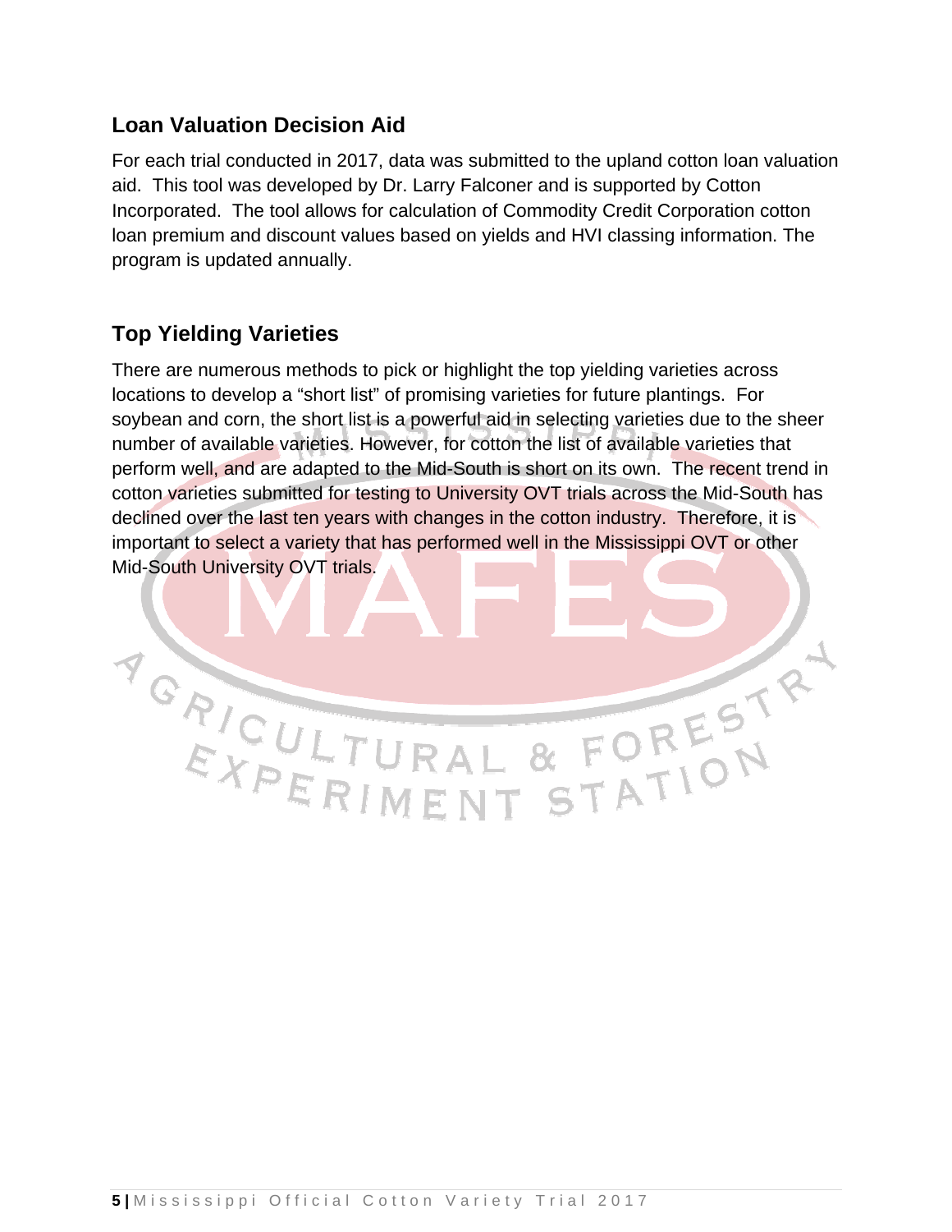## Loan Valuation Decision Aid

For each trial conducted in 2017, data was submitted to the upland cotton loan valuation aid. This tool was developed by Dr. Larry Falconer and is supported by Cotton Incorporated. The tool allows for calculation of Commodity Credit Corporation cotton loan premium and discount values based on yields and HVI classing information. The program is updated annually.

## Top Yielding Varieties

There are numerous methods to pick or highlight the top yielding varieties across locations to develop a "short list" of promising varieties for future plantings. For soybean and corn, the short list is a powerful aid in selecting varieties due to the sheer number of available varieties. However, for cotton the list of available varieties that perform well, and are adapted to the Mid-South is short on its own. The recent trend in cotton varieties submitted for testing to University OVT trials across the Mid-South has declined over the last ten years with changes in the cotton industry. Therefore, it is important to select a variety that has performed well in the Mississippi OVT or other Mid-South University OVT trials.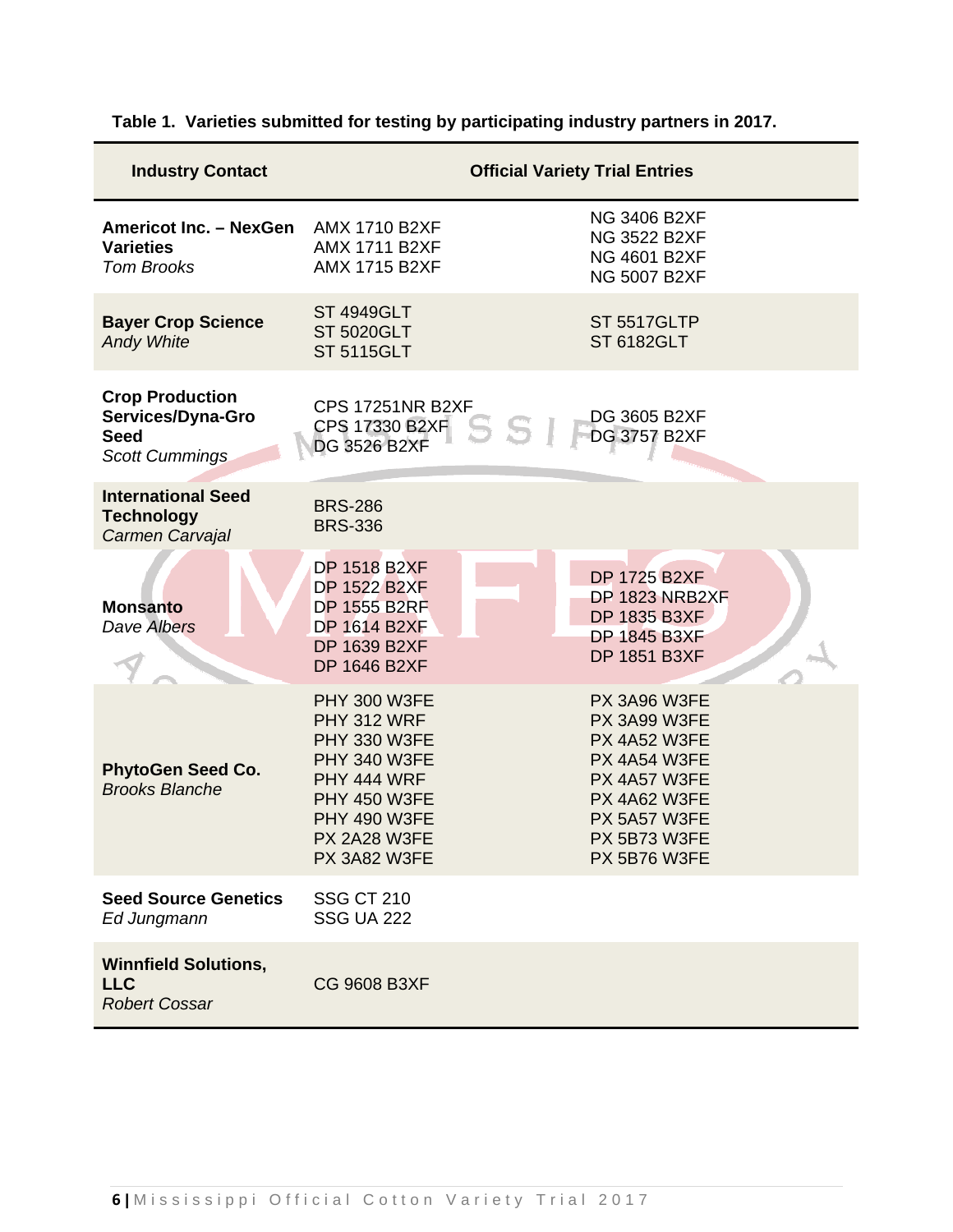**Table 1. Varieties submitted for testing by participating industry partners in 2017.**

| Industry Contact | Official Variety Trial Entries | |
|---|---|---|
| **Americot Inc. – NexGen Varieties** *Tom Brooks* | AMX 1710 B2XF<br>AMX 1711 B2XF<br>AMX 1715 B2XF | NG 3406 B2XF<br>NG 3522 B2XF<br>NG 4601 B2XF<br>NG 5007 B2XF |
| **Bayer Crop Science** *Andy White* | ST 4949GLT<br>ST 5020GLT<br>ST 5115GLT | ST 5517GLTP<br>ST 6182GLT |
| **Crop Production Services/Dyna-Gro Seed** *Scott Cummings* | CPS 17251NR B2XF<br>CPS 17330 B2XF<br>DG 3526 B2XF | DG 3605 B2XF<br>DG 3757 B2XF |
| **International Seed Technology** *Carmen Carvajal* | BRS-286<br>BRS-336 | |
| **Monsanto** *Dave Albers* | DP 1518 B2XF<br>DP 1522 B2XF<br>DP 1555 B2RF<br>DP 1614 B2XF<br>DP 1639 B2XF<br>DP 1646 B2XF | DP 1725 B2XF<br>DP 1823 NRB2XF<br>DP 1835 B3XF<br>DP 1845 B3XF<br>DP 1851 B3XF |
| **PhytoGen Seed Co.** *Brooks Blanche* | PHY 300 W3FE<br>PHY 312 WRF<br>PHY 330 W3FE<br>PHY 340 W3FE<br>PHY 444 WRF<br>PHY 450 W3FE<br>PHY 490 W3FE<br>PX 2A28 W3FE<br>PX 3A82 W3FE | PX 3A96 W3FE<br>PX 3A99 W3FE<br>PX 4A52 W3FE<br>PX 4A54 W3FE<br>PX 4A57 W3FE<br>PX 4A62 W3FE<br>PX 5A57 W3FE<br>PX 5B73 W3FE<br>PX 5B76 W3FE |
| **Seed Source Genetics** *Ed Jungmann* | SSG CT 210<br>SSG UA 222 | |
| **Winnfield Solutions, LLC** *Robert Cossar* | CG 9608 B3XF | |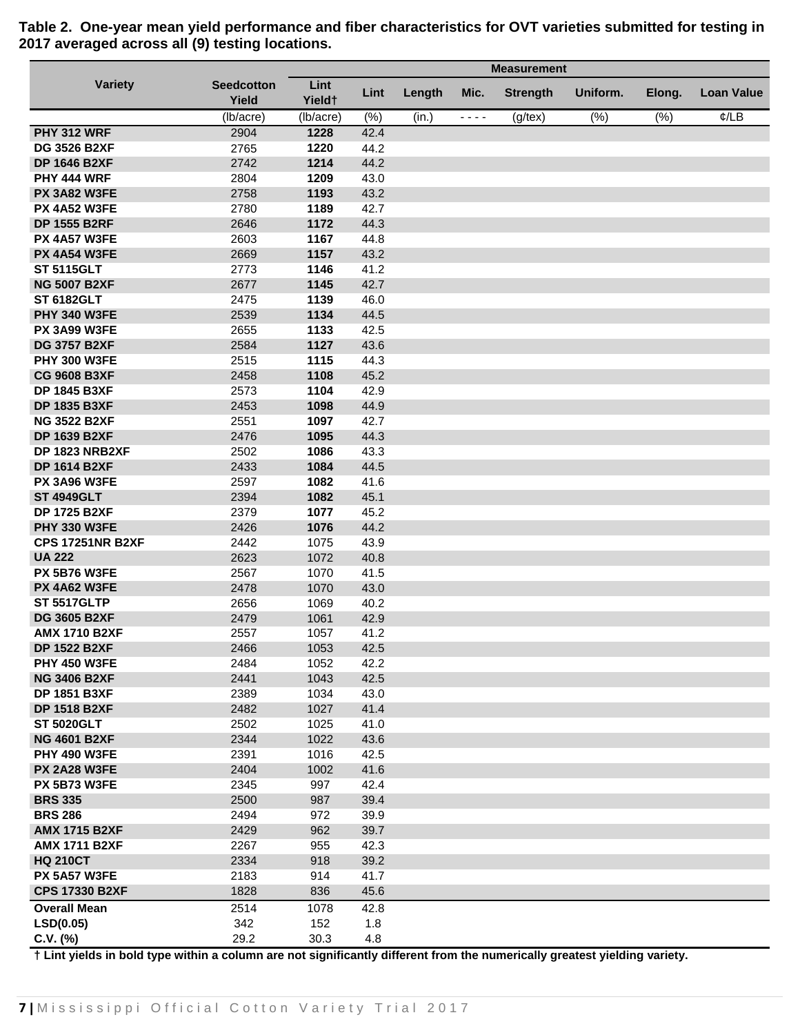**Table 2. One-year mean yield performance and fiber characteristics for OVT varieties submitted for testing in 2017 averaged across all (9) testing locations.**

| Variety | Seedcotton Yield | Lint Yield† | Lint | Length | Mic. | Strength | Uniform. | Elong. | Loan Value |
|---|---|---|---|---|---|---|---|---|---|
| | | | Measurement | | | | | | |
| | (lb/acre) | (lb/acre) | (%) | (in.) | - - - - | (g/tex) | (%) | (%) | ¢/LB |
| **PHY 312 WRF** | 2904 | **1228** | 42.4 | | | | | | |
| **DG 3526 B2XF** | 2765 | **1220** | 44.2 | | | | | | |
| **DP 1646 B2XF** | 2742 | **1214** | 44.2 | | | | | | |
| **PHY 444 WRF** | 2804 | **1209** | 43.0 | | | | | | |
| **PX 3A82 W3FE** | 2758 | **1193** | 43.2 | | | | | | |
| **PX 4A52 W3FE** | 2780 | **1189** | 42.7 | | | | | | |
| **DP 1555 B2RF** | 2646 | **1172** | 44.3 | | | | | | |
| **PX 4A57 W3FE** | 2603 | **1167** | 44.8 | | | | | | |
| **PX 4A54 W3FE** | 2669 | **1157** | 43.2 | | | | | | |
| **ST 5115GLT** | 2773 | **1146** | 41.2 | | | | | | |
| **NG 5007 B2XF** | 2677 | **1145** | 42.7 | | | | | | |
| **ST 6182GLT** | 2475 | **1139** | 46.0 | | | | | | |
| **PHY 340 W3FE** | 2539 | **1134** | 44.5 | | | | | | |
| **PX 3A99 W3FE** | 2655 | **1133** | 42.5 | | | | | | |
| **DG 3757 B2XF** | 2584 | **1127** | 43.6 | | | | | | |
| **PHY 300 W3FE** | 2515 | **1115** | 44.3 | | | | | | |
| **CG 9608 B3XF** | 2458 | **1108** | 45.2 | | | | | | |
| **DP 1845 B3XF** | 2573 | **1104** | 42.9 | | | | | | |
| **DP 1835 B3XF** | 2453 | **1098** | 44.9 | | | | | | |
| **NG 3522 B2XF** | 2551 | **1097** | 42.7 | | | | | | |
| **DP 1639 B2XF** | 2476 | **1095** | 44.3 | | | | | | |
| **DP 1823 NRB2XF** | 2502 | **1086** | 43.3 | | | | | | |
| **DP 1614 B2XF** | 2433 | **1084** | 44.5 | | | | | | |
| **PX 3A96 W3FE** | 2597 | **1082** | 41.6 | | | | | | |
| **ST 4949GLT** | 2394 | **1082** | 45.1 | | | | | | |
| **DP 1725 B2XF** | 2379 | **1077** | 45.2 | | | | | | |
| **PHY 330 W3FE** | 2426 | **1076** | 44.2 | | | | | | |
| **CPS 17251NR B2XF** | 2442 | 1075 | 43.9 | | | | | | |
| **UA 222** | 2623 | 1072 | 40.8 | | | | | | |
| **PX 5B76 W3FE** | 2567 | 1070 | 41.5 | | | | | | |
| **PX 4A62 W3FE** | 2478 | 1070 | 43.0 | | | | | | |
| **ST 5517GLTP** | 2656 | 1069 | 40.2 | | | | | | |
| **DG 3605 B2XF** | 2479 | 1061 | 42.9 | | | | | | |
| **AMX 1710 B2XF** | 2557 | 1057 | 41.2 | | | | | | |
| **DP 1522 B2XF** | 2466 | 1053 | 42.5 | | | | | | |
| **PHY 450 W3FE** | 2484 | 1052 | 42.2 | | | | | | |
| **NG 3406 B2XF** | 2441 | 1043 | 42.5 | | | | | | |
| **DP 1851 B3XF** | 2389 | 1034 | 43.0 | | | | | | |
| **DP 1518 B2XF** | 2482 | 1027 | 41.4 | | | | | | |
| **ST 5020GLT** | 2502 | 1025 | 41.0 | | | | | | |
| **NG 4601 B2XF** | 2344 | 1022 | 43.6 | | | | | | |
| **PHY 490 W3FE** | 2391 | 1016 | 42.5 | | | | | | |
| **PX 2A28 W3FE** | 2404 | 1002 | 41.6 | | | | | | |
| **PX 5B73 W3FE** | 2345 | 997 | 42.4 | | | | | | |
| **BRS 335** | 2500 | 987 | 39.4 | | | | | | |
| **BRS 286** | 2494 | 972 | 39.9 | | | | | | |
| **AMX 1715 B2XF** | 2429 | 962 | 39.7 | | | | | | |
| **AMX 1711 B2XF** | 2267 | 955 | 42.3 | | | | | | |
| **HQ 210CT** | 2334 | 918 | 39.2 | | | | | | |
| **PX 5A57 W3FE** | 2183 | 914 | 41.7 | | | | | | |
| **CPS 17330 B2XF** | 1828 | 836 | 45.6 | | | | | | |
| **Overall Mean** | 2514 | 1078 | 42.8 | | | | | | |
| **LSD(0.05)** | 342 | 152 | 1.8 | | | | | | |
| **C.V. (%)** | 29.2 | 30.3 | 4.8 | | | | | | |

**† Lint yields in bold type within a column are not significantly different from the numerically greatest yielding variety.**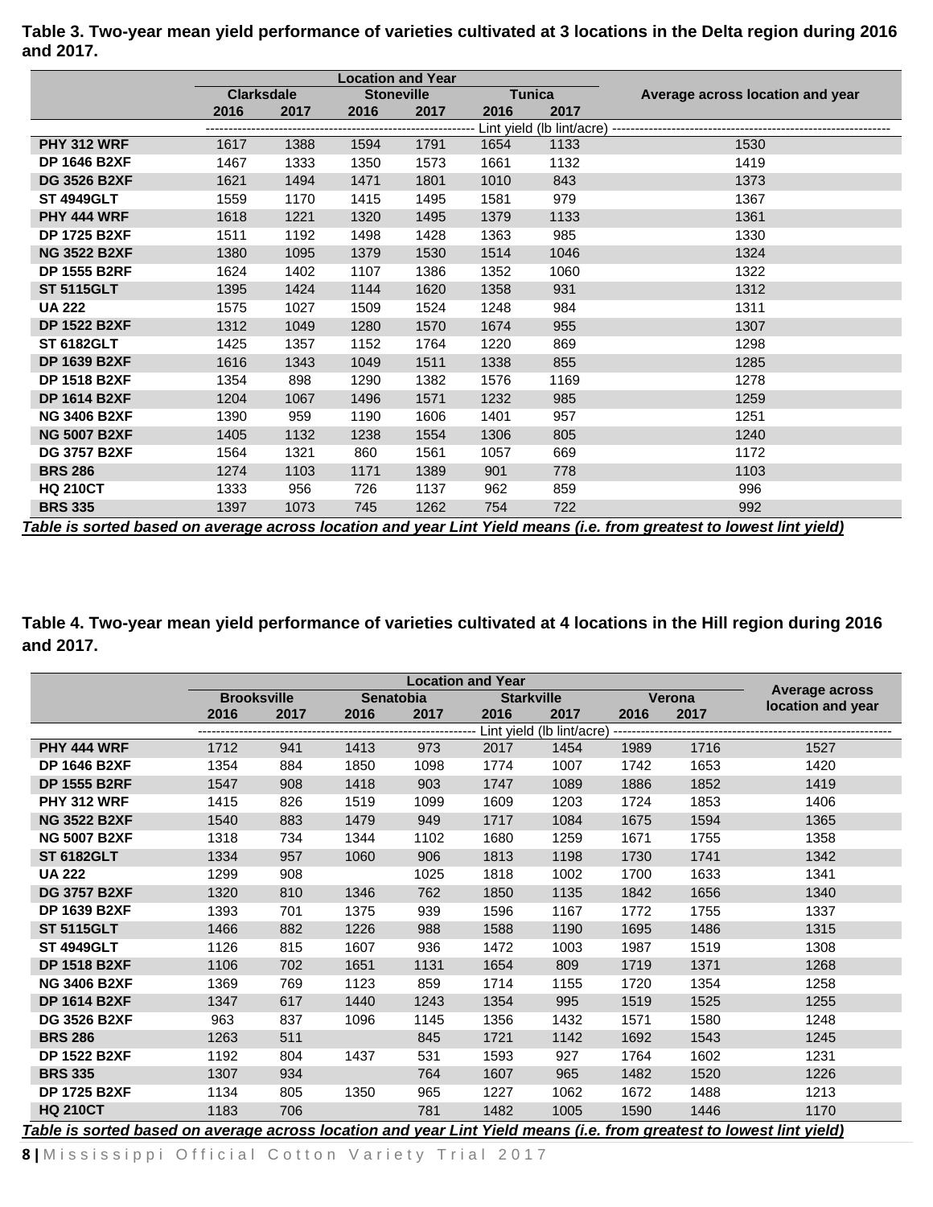**Table 3. Two-year mean yield performance of varieties cultivated at 3 locations in the Delta region during 2016 and 2017.**

| | Location and Year | | | | | | Average across location and year |
|---|---|---|---|---|---|---|---|
| | Clarksdale | | Stoneville | | Tunica | | |
| | 2016 | 2017 | 2016 | 2017 | 2016 | 2017 | |
| | Lint yield (lb lint/acre) | | | | | | |
| **PHY 312 WRF** | 1617 | 1388 | 1594 | 1791 | 1654 | 1133 | 1530 |
| **DP 1646 B2XF** | 1467 | 1333 | 1350 | 1573 | 1661 | 1132 | 1419 |
| **DG 3526 B2XF** | 1621 | 1494 | 1471 | 1801 | 1010 | 843 | 1373 |
| **ST 4949GLT** | 1559 | 1170 | 1415 | 1495 | 1581 | 979 | 1367 |
| **PHY 444 WRF** | 1618 | 1221 | 1320 | 1495 | 1379 | 1133 | 1361 |
| **DP 1725 B2XF** | 1511 | 1192 | 1498 | 1428 | 1363 | 985 | 1330 |
| **NG 3522 B2XF** | 1380 | 1095 | 1379 | 1530 | 1514 | 1046 | 1324 |
| **DP 1555 B2RF** | 1624 | 1402 | 1107 | 1386 | 1352 | 1060 | 1322 |
| **ST 5115GLT** | 1395 | 1424 | 1144 | 1620 | 1358 | 931 | 1312 |
| **UA 222** | 1575 | 1027 | 1509 | 1524 | 1248 | 984 | 1311 |
| **DP 1522 B2XF** | 1312 | 1049 | 1280 | 1570 | 1674 | 955 | 1307 |
| **ST 6182GLT** | 1425 | 1357 | 1152 | 1764 | 1220 | 869 | 1298 |
| **DP 1639 B2XF** | 1616 | 1343 | 1049 | 1511 | 1338 | 855 | 1285 |
| **DP 1518 B2XF** | 1354 | 898 | 1290 | 1382 | 1576 | 1169 | 1278 |
| **DP 1614 B2XF** | 1204 | 1067 | 1496 | 1571 | 1232 | 985 | 1259 |
| **NG 3406 B2XF** | 1390 | 959 | 1190 | 1606 | 1401 | 957 | 1251 |
| **NG 5007 B2XF** | 1405 | 1132 | 1238 | 1554 | 1306 | 805 | 1240 |
| **DG 3757 B2XF** | 1564 | 1321 | 860 | 1561 | 1057 | 669 | 1172 |
| **BRS 286** | 1274 | 1103 | 1171 | 1389 | 901 | 778 | 1103 |
| **HQ 210CT** | 1333 | 956 | 726 | 1137 | 962 | 859 | 996 |
| **BRS 335** | 1397 | 1073 | 745 | 1262 | 754 | 722 | 992 |

***Table is sorted based on average across location and year Lint Yield means (i.e. from greatest to lowest lint yield)***

**Table 4. Two-year mean yield performance of varieties cultivated at 4 locations in the Hill region during 2016 and 2017.**

| | Location and Year | | | | | | | | Average across location and year |
|---|---|---|---|---|---|---|---|---|---|
| | Brooksville | | Senatobia | | Starkville | | Verona | | |
| | 2016 | 2017 | 2016 | 2017 | 2016 | 2017 | 2016 | 2017 | |
| | Lint yield (lb lint/acre) | | | | | | | | |
| **PHY 444 WRF** | 1712 | 941 | 1413 | 973 | 2017 | 1454 | 1989 | 1716 | 1527 |
| **DP 1646 B2XF** | 1354 | 884 | 1850 | 1098 | 1774 | 1007 | 1742 | 1653 | 1420 |
| **DP 1555 B2RF** | 1547 | 908 | 1418 | 903 | 1747 | 1089 | 1886 | 1852 | 1419 |
| **PHY 312 WRF** | 1415 | 826 | 1519 | 1099 | 1609 | 1203 | 1724 | 1853 | 1406 |
| **NG 3522 B2XF** | 1540 | 883 | 1479 | 949 | 1717 | 1084 | 1675 | 1594 | 1365 |
| **NG 5007 B2XF** | 1318 | 734 | 1344 | 1102 | 1680 | 1259 | 1671 | 1755 | 1358 |
| **ST 6182GLT** | 1334 | 957 | 1060 | 906 | 1813 | 1198 | 1730 | 1741 | 1342 |
| **UA 222** | 1299 | 908 | | 1025 | 1818 | 1002 | 1700 | 1633 | 1341 |
| **DG 3757 B2XF** | 1320 | 810 | 1346 | 762 | 1850 | 1135 | 1842 | 1656 | 1340 |
| **DP 1639 B2XF** | 1393 | 701 | 1375 | 939 | 1596 | 1167 | 1772 | 1755 | 1337 |
| **ST 5115GLT** | 1466 | 882 | 1226 | 988 | 1588 | 1190 | 1695 | 1486 | 1315 |
| **ST 4949GLT** | 1126 | 815 | 1607 | 936 | 1472 | 1003 | 1987 | 1519 | 1308 |
| **DP 1518 B2XF** | 1106 | 702 | 1651 | 1131 | 1654 | 809 | 1719 | 1371 | 1268 |
| **NG 3406 B2XF** | 1369 | 769 | 1123 | 859 | 1714 | 1155 | 1720 | 1354 | 1258 |
| **DP 1614 B2XF** | 1347 | 617 | 1440 | 1243 | 1354 | 995 | 1519 | 1525 | 1255 |
| **DG 3526 B2XF** | 963 | 837 | 1096 | 1145 | 1356 | 1432 | 1571 | 1580 | 1248 |
| **BRS 286** | 1263 | 511 | | 845 | 1721 | 1142 | 1692 | 1543 | 1245 |
| **DP 1522 B2XF** | 1192 | 804 | 1437 | 531 | 1593 | 927 | 1764 | 1602 | 1231 |
| **BRS 335** | 1307 | 934 | | 764 | 1607 | 965 | 1482 | 1520 | 1226 |
| **DP 1725 B2XF** | 1134 | 805 | 1350 | 965 | 1227 | 1062 | 1672 | 1488 | 1213 |
| **HQ 210CT** | 1183 | 706 | | 781 | 1482 | 1005 | 1590 | 1446 | 1170 |

***Table is sorted based on average across location and year Lint Yield means (i.e. from greatest to lowest lint yield)***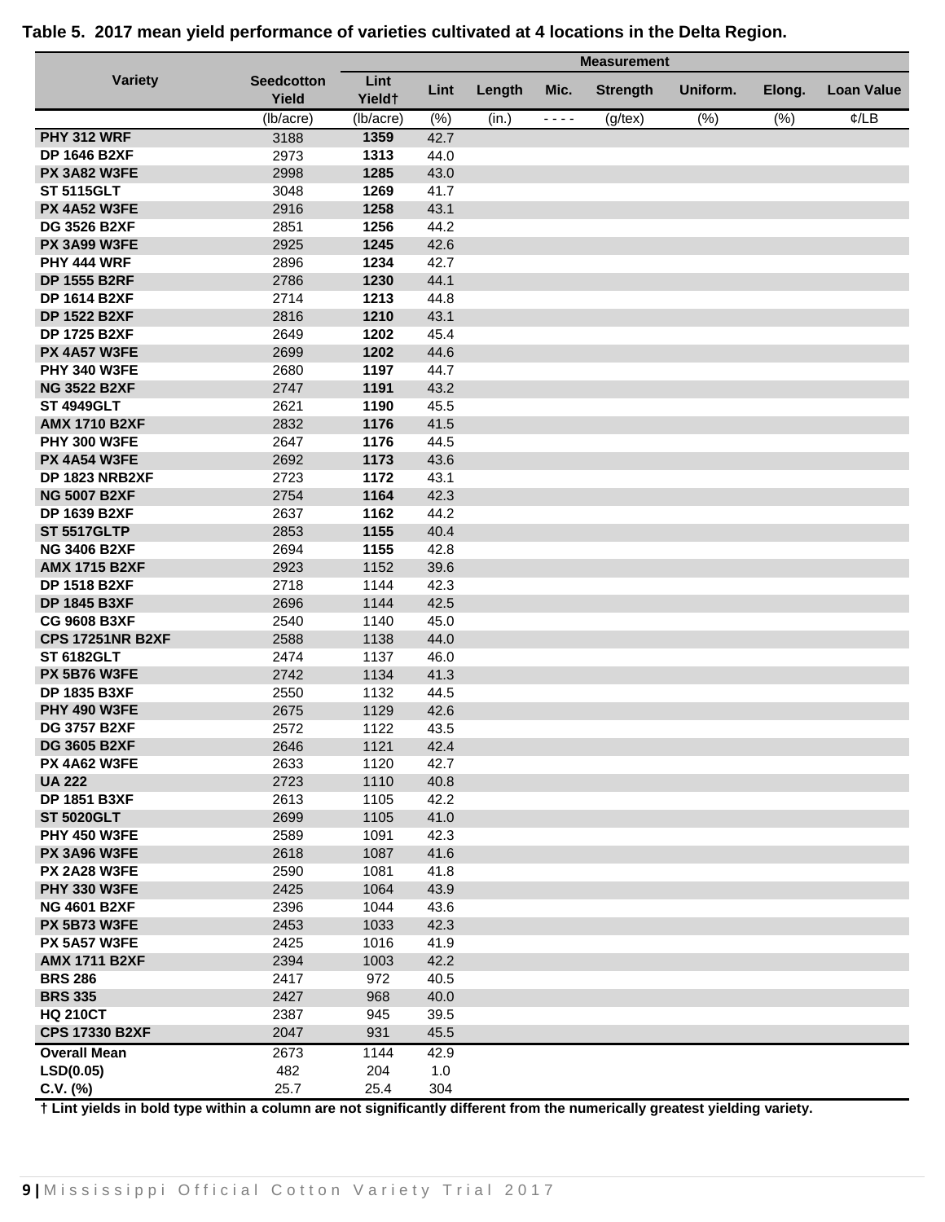**Table 5. 2017 mean yield performance of varieties cultivated at 4 locations in the Delta Region.**

| Variety | Seedcotton Yield | Measurement | | | | | | | |
|---|---|---|---|---|---|---|---|---|---|
| | | Lint Yield† | Lint | Length | Mic. | Strength | Uniform. | Elong. | Loan Value |
| | (lb/acre) | (lb/acre) | (%) | (in.) | - - - - | (g/tex) | (%) | (%) | ¢/LB |
| **PHY 312 WRF** | 3188 | **1359** | 42.7 | | | | | | |
| **DP 1646 B2XF** | 2973 | **1313** | 44.0 | | | | | | |
| **PX 3A82 W3FE** | 2998 | **1285** | 43.0 | | | | | | |
| **ST 5115GLT** | 3048 | **1269** | 41.7 | | | | | | |
| **PX 4A52 W3FE** | 2916 | **1258** | 43.1 | | | | | | |
| **DG 3526 B2XF** | 2851 | **1256** | 44.2 | | | | | | |
| **PX 3A99 W3FE** | 2925 | **1245** | 42.6 | | | | | | |
| **PHY 444 WRF** | 2896 | **1234** | 42.7 | | | | | | |
| **DP 1555 B2RF** | 2786 | **1230** | 44.1 | | | | | | |
| **DP 1614 B2XF** | 2714 | **1213** | 44.8 | | | | | | |
| **DP 1522 B2XF** | 2816 | **1210** | 43.1 | | | | | | |
| **DP 1725 B2XF** | 2649 | **1202** | 45.4 | | | | | | |
| **PX 4A57 W3FE** | 2699 | **1202** | 44.6 | | | | | | |
| **PHY 340 W3FE** | 2680 | **1197** | 44.7 | | | | | | |
| **NG 3522 B2XF** | 2747 | **1191** | 43.2 | | | | | | |
| **ST 4949GLT** | 2621 | **1190** | 45.5 | | | | | | |
| **AMX 1710 B2XF** | 2832 | **1176** | 41.5 | | | | | | |
| **PHY 300 W3FE** | 2647 | **1176** | 44.5 | | | | | | |
| **PX 4A54 W3FE** | 2692 | **1173** | 43.6 | | | | | | |
| **DP 1823 NRB2XF** | 2723 | **1172** | 43.1 | | | | | | |
| **NG 5007 B2XF** | 2754 | **1164** | 42.3 | | | | | | |
| **DP 1639 B2XF** | 2637 | **1162** | 44.2 | | | | | | |
| **ST 5517GLTP** | 2853 | **1155** | 40.4 | | | | | | |
| **NG 3406 B2XF** | 2694 | **1155** | 42.8 | | | | | | |
| **AMX 1715 B2XF** | 2923 | 1152 | 39.6 | | | | | | |
| **DP 1518 B2XF** | 2718 | 1144 | 42.3 | | | | | | |
| **DP 1845 B3XF** | 2696 | 1144 | 42.5 | | | | | | |
| **CG 9608 B3XF** | 2540 | 1140 | 45.0 | | | | | | |
| **CPS 17251NR B2XF** | 2588 | 1138 | 44.0 | | | | | | |
| **ST 6182GLT** | 2474 | 1137 | 46.0 | | | | | | |
| **PX 5B76 W3FE** | 2742 | 1134 | 41.3 | | | | | | |
| **DP 1835 B3XF** | 2550 | 1132 | 44.5 | | | | | | |
| **PHY 490 W3FE** | 2675 | 1129 | 42.6 | | | | | | |
| **DG 3757 B2XF** | 2572 | 1122 | 43.5 | | | | | | |
| **DG 3605 B2XF** | 2646 | 1121 | 42.4 | | | | | | |
| **PX 4A62 W3FE** | 2633 | 1120 | 42.7 | | | | | | |
| **UA 222** | 2723 | 1110 | 40.8 | | | | | | |
| **DP 1851 B3XF** | 2613 | 1105 | 42.2 | | | | | | |
| **ST 5020GLT** | 2699 | 1105 | 41.0 | | | | | | |
| **PHY 450 W3FE** | 2589 | 1091 | 42.3 | | | | | | |
| **PX 3A96 W3FE** | 2618 | 1087 | 41.6 | | | | | | |
| **PX 2A28 W3FE** | 2590 | 1081 | 41.8 | | | | | | |
| **PHY 330 W3FE** | 2425 | 1064 | 43.9 | | | | | | |
| **NG 4601 B2XF** | 2396 | 1044 | 43.6 | | | | | | |
| **PX 5B73 W3FE** | 2453 | 1033 | 42.3 | | | | | | |
| **PX 5A57 W3FE** | 2425 | 1016 | 41.9 | | | | | | |
| **AMX 1711 B2XF** | 2394 | 1003 | 42.2 | | | | | | |
| **BRS 286** | 2417 | 972 | 40.5 | | | | | | |
| **BRS 335** | 2427 | 968 | 40.0 | | | | | | |
| **HQ 210CT** | 2387 | 945 | 39.5 | | | | | | |
| **CPS 17330 B2XF** | 2047 | 931 | 45.5 | | | | | | |
| **Overall Mean** | 2673 | 1144 | 42.9 | | | | | | |
| **LSD(0.05)** | 482 | 204 | 1.0 | | | | | | |
| **C.V. (%)** | 25.7 | 25.4 | 304 | | | | | | |

**† Lint yields in bold type within a column are not significantly different from the numerically greatest yielding variety.**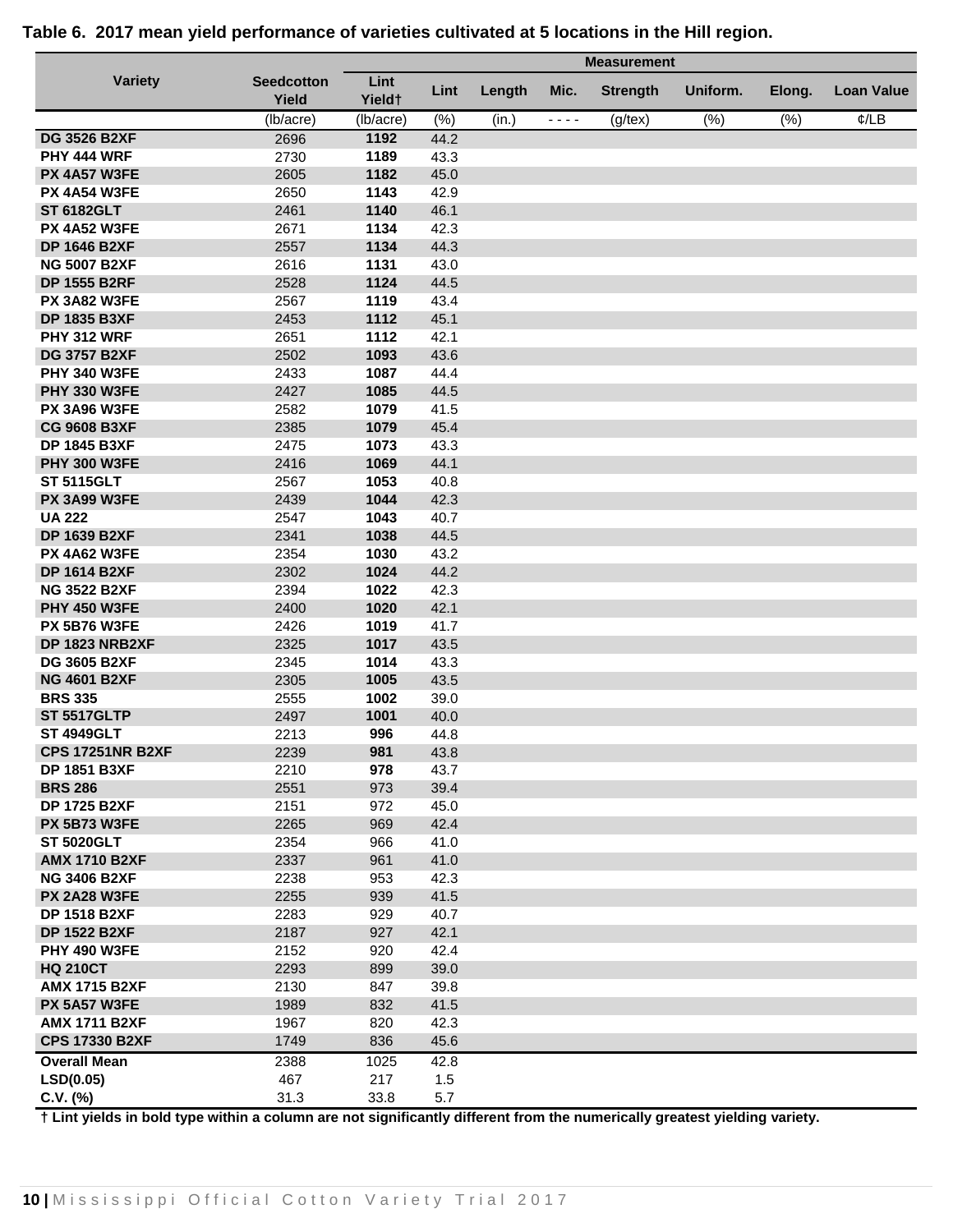**Table 6. 2017 mean yield performance of varieties cultivated at 5 locations in the Hill region.**

| Variety | Seedcotton Yield | Lint Yield† | Lint | Length | Mic. | Strength | Uniform. | Elong. | Loan Value |
|---|---|---|---|---|---|---|---|---|---|
| | | Measurement | | | | | | | |
| | (lb/acre) | (lb/acre) | (%) | (in.) | - - - - | (g/tex) | (%) | (%) | ¢/LB |
| **DG 3526 B2XF** | 2696 | **1192** | 44.2 | | | | | | |
| **PHY 444 WRF** | 2730 | **1189** | 43.3 | | | | | | |
| **PX 4A57 W3FE** | 2605 | **1182** | 45.0 | | | | | | |
| **PX 4A54 W3FE** | 2650 | **1143** | 42.9 | | | | | | |
| **ST 6182GLT** | 2461 | **1140** | 46.1 | | | | | | |
| **PX 4A52 W3FE** | 2671 | **1134** | 42.3 | | | | | | |
| **DP 1646 B2XF** | 2557 | **1134** | 44.3 | | | | | | |
| **NG 5007 B2XF** | 2616 | **1131** | 43.0 | | | | | | |
| **DP 1555 B2RF** | 2528 | **1124** | 44.5 | | | | | | |
| **PX 3A82 W3FE** | 2567 | **1119** | 43.4 | | | | | | |
| **DP 1835 B3XF** | 2453 | **1112** | 45.1 | | | | | | |
| **PHY 312 WRF** | 2651 | **1112** | 42.1 | | | | | | |
| **DG 3757 B2XF** | 2502 | **1093** | 43.6 | | | | | | |
| **PHY 340 W3FE** | 2433 | **1087** | 44.4 | | | | | | |
| **PHY 330 W3FE** | 2427 | **1085** | 44.5 | | | | | | |
| **PX 3A96 W3FE** | 2582 | **1079** | 41.5 | | | | | | |
| **CG 9608 B3XF** | 2385 | **1079** | 45.4 | | | | | | |
| **DP 1845 B3XF** | 2475 | **1073** | 43.3 | | | | | | |
| **PHY 300 W3FE** | 2416 | **1069** | 44.1 | | | | | | |
| **ST 5115GLT** | 2567 | **1053** | 40.8 | | | | | | |
| **PX 3A99 W3FE** | 2439 | **1044** | 42.3 | | | | | | |
| **UA 222** | 2547 | **1043** | 40.7 | | | | | | |
| **DP 1639 B2XF** | 2341 | **1038** | 44.5 | | | | | | |
| **PX 4A62 W3FE** | 2354 | **1030** | 43.2 | | | | | | |
| **DP 1614 B2XF** | 2302 | **1024** | 44.2 | | | | | | |
| **NG 3522 B2XF** | 2394 | **1022** | 42.3 | | | | | | |
| **PHY 450 W3FE** | 2400 | **1020** | 42.1 | | | | | | |
| **PX 5B76 W3FE** | 2426 | **1019** | 41.7 | | | | | | |
| **DP 1823 NRB2XF** | 2325 | **1017** | 43.5 | | | | | | |
| **DG 3605 B2XF** | 2345 | **1014** | 43.3 | | | | | | |
| **NG 4601 B2XF** | 2305 | **1005** | 43.5 | | | | | | |
| **BRS 335** | 2555 | **1002** | 39.0 | | | | | | |
| **ST 5517GLTP** | 2497 | **1001** | 40.0 | | | | | | |
| **ST 4949GLT** | 2213 | **996** | 44.8 | | | | | | |
| **CPS 17251NR B2XF** | 2239 | **981** | 43.8 | | | | | | |
| **DP 1851 B3XF** | 2210 | **978** | 43.7 | | | | | | |
| **BRS 286** | 2551 | 973 | 39.4 | | | | | | |
| **DP 1725 B2XF** | 2151 | 972 | 45.0 | | | | | | |
| **PX 5B73 W3FE** | 2265 | 969 | 42.4 | | | | | | |
| **ST 5020GLT** | 2354 | 966 | 41.0 | | | | | | |
| **AMX 1710 B2XF** | 2337 | 961 | 41.0 | | | | | | |
| **NG 3406 B2XF** | 2238 | 953 | 42.3 | | | | | | |
| **PX 2A28 W3FE** | 2255 | 939 | 41.5 | | | | | | |
| **DP 1518 B2XF** | 2283 | 929 | 40.7 | | | | | | |
| **DP 1522 B2XF** | 2187 | 927 | 42.1 | | | | | | |
| **PHY 490 W3FE** | 2152 | 920 | 42.4 | | | | | | |
| **HQ 210CT** | 2293 | 899 | 39.0 | | | | | | |
| **AMX 1715 B2XF** | 2130 | 847 | 39.8 | | | | | | |
| **PX 5A57 W3FE** | 1989 | 832 | 41.5 | | | | | | |
| **AMX 1711 B2XF** | 1967 | 820 | 42.3 | | | | | | |
| **CPS 17330 B2XF** | 1749 | 836 | 45.6 | | | | | | |
| **Overall Mean** | 2388 | 1025 | 42.8 | | | | | | |
| **LSD(0.05)** | 467 | 217 | 1.5 | | | | | | |
| **C.V. (%)** | 31.3 | 33.8 | 5.7 | | | | | | |

**† Lint yields in bold type within a column are not significantly different from the numerically greatest yielding variety.**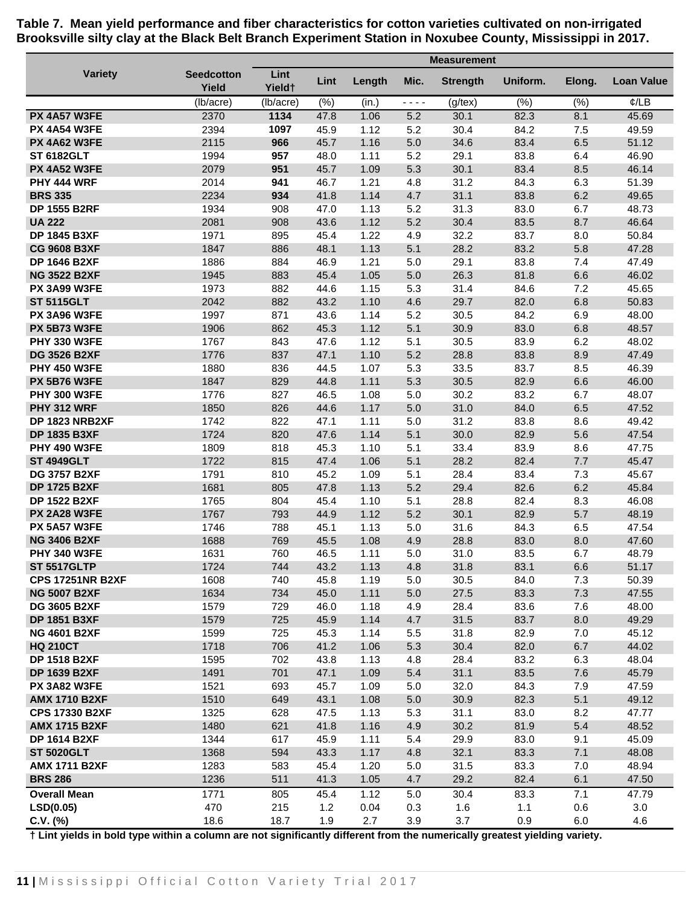**Table 7. Mean yield performance and fiber characteristics for cotton varieties cultivated on non-irrigated Brooksville silty clay at the Black Belt Branch Experiment Station in Noxubee County, Mississippi in 2017.**

| Variety | Measurement | | | | | | | | |
|---|---|---|---|---|---|---|---|---|---|
| | Seedcotton Yield | Lint Yield† | Lint | Length | Mic. | Strength | Uniform. | Elong. | Loan Value |
| | (lb/acre) | (lb/acre) | (%) | (in.) | - - - - | (g/tex) | (%) | (%) | ¢/LB |
| **PX 4A57 W3FE** | 2370 | **1134** | 47.8 | 1.06 | 5.2 | 30.1 | 82.3 | 8.1 | 45.69 |
| **PX 4A54 W3FE** | 2394 | **1097** | 45.9 | 1.12 | 5.2 | 30.4 | 84.2 | 7.5 | 49.59 |
| **PX 4A62 W3FE** | 2115 | **966** | 45.7 | 1.16 | 5.0 | 34.6 | 83.4 | 6.5 | 51.12 |
| **ST 6182GLT** | 1994 | **957** | 48.0 | 1.11 | 5.2 | 29.1 | 83.8 | 6.4 | 46.90 |
| **PX 4A52 W3FE** | 2079 | **951** | 45.7 | 1.09 | 5.3 | 30.1 | 83.4 | 8.5 | 46.14 |
| **PHY 444 WRF** | 2014 | **941** | 46.7 | 1.21 | 4.8 | 31.2 | 84.3 | 6.3 | 51.39 |
| **BRS 335** | 2234 | **934** | 41.8 | 1.14 | 4.7 | 31.1 | 83.8 | 6.2 | 49.65 |
| **DP 1555 B2RF** | 1934 | 908 | 47.0 | 1.13 | 5.2 | 31.3 | 83.0 | 6.7 | 48.73 |
| **UA 222** | 2081 | 908 | 43.6 | 1.12 | 5.2 | 30.4 | 83.5 | 8.7 | 46.64 |
| **DP 1845 B3XF** | 1971 | 895 | 45.4 | 1.22 | 4.9 | 32.2 | 83.7 | 8.0 | 50.84 |
| **CG 9608 B3XF** | 1847 | 886 | 48.1 | 1.13 | 5.1 | 28.2 | 83.2 | 5.8 | 47.28 |
| **DP 1646 B2XF** | 1886 | 884 | 46.9 | 1.21 | 5.0 | 29.1 | 83.8 | 7.4 | 47.49 |
| **NG 3522 B2XF** | 1945 | 883 | 45.4 | 1.05 | 5.0 | 26.3 | 81.8 | 6.6 | 46.02 |
| **PX 3A99 W3FE** | 1973 | 882 | 44.6 | 1.15 | 5.3 | 31.4 | 84.6 | 7.2 | 45.65 |
| **ST 5115GLT** | 2042 | 882 | 43.2 | 1.10 | 4.6 | 29.7 | 82.0 | 6.8 | 50.83 |
| **PX 3A96 W3FE** | 1997 | 871 | 43.6 | 1.14 | 5.2 | 30.5 | 84.2 | 6.9 | 48.00 |
| **PX 5B73 W3FE** | 1906 | 862 | 45.3 | 1.12 | 5.1 | 30.9 | 83.0 | 6.8 | 48.57 |
| **PHY 330 W3FE** | 1767 | 843 | 47.6 | 1.12 | 5.1 | 30.5 | 83.9 | 6.2 | 48.02 |
| **DG 3526 B2XF** | 1776 | 837 | 47.1 | 1.10 | 5.2 | 28.8 | 83.8 | 8.9 | 47.49 |
| **PHY 450 W3FE** | 1880 | 836 | 44.5 | 1.07 | 5.3 | 33.5 | 83.7 | 8.5 | 46.39 |
| **PX 5B76 W3FE** | 1847 | 829 | 44.8 | 1.11 | 5.3 | 30.5 | 82.9 | 6.6 | 46.00 |
| **PHY 300 W3FE** | 1776 | 827 | 46.5 | 1.08 | 5.0 | 30.2 | 83.2 | 6.7 | 48.07 |
| **PHY 312 WRF** | 1850 | 826 | 44.6 | 1.17 | 5.0 | 31.0 | 84.0 | 6.5 | 47.52 |
| **DP 1823 NRB2XF** | 1742 | 822 | 47.1 | 1.11 | 5.0 | 31.2 | 83.8 | 8.6 | 49.42 |
| **DP 1835 B3XF** | 1724 | 820 | 47.6 | 1.14 | 5.1 | 30.0 | 82.9 | 5.6 | 47.54 |
| **PHY 490 W3FE** | 1809 | 818 | 45.3 | 1.10 | 5.1 | 33.4 | 83.9 | 8.6 | 47.75 |
| **ST 4949GLT** | 1722 | 815 | 47.4 | 1.06 | 5.1 | 28.2 | 82.4 | 7.7 | 45.47 |
| **DG 3757 B2XF** | 1791 | 810 | 45.2 | 1.09 | 5.1 | 28.4 | 83.4 | 7.3 | 45.67 |
| **DP 1725 B2XF** | 1681 | 805 | 47.8 | 1.13 | 5.2 | 29.4 | 82.6 | 6.2 | 45.84 |
| **DP 1522 B2XF** | 1765 | 804 | 45.4 | 1.10 | 5.1 | 28.8 | 82.4 | 8.3 | 46.08 |
| **PX 2A28 W3FE** | 1767 | 793 | 44.9 | 1.12 | 5.2 | 30.1 | 82.9 | 5.7 | 48.19 |
| **PX 5A57 W3FE** | 1746 | 788 | 45.1 | 1.13 | 5.0 | 31.6 | 84.3 | 6.5 | 47.54 |
| **NG 3406 B2XF** | 1688 | 769 | 45.5 | 1.08 | 4.9 | 28.8 | 83.0 | 8.0 | 47.60 |
| **PHY 340 W3FE** | 1631 | 760 | 46.5 | 1.11 | 5.0 | 31.0 | 83.5 | 6.7 | 48.79 |
| **ST 5517GLTP** | 1724 | 744 | 43.2 | 1.13 | 4.8 | 31.8 | 83.1 | 6.6 | 51.17 |
| **CPS 17251NR B2XF** | 1608 | 740 | 45.8 | 1.19 | 5.0 | 30.5 | 84.0 | 7.3 | 50.39 |
| **NG 5007 B2XF** | 1634 | 734 | 45.0 | 1.11 | 5.0 | 27.5 | 83.3 | 7.3 | 47.55 |
| **DG 3605 B2XF** | 1579 | 729 | 46.0 | 1.18 | 4.9 | 28.4 | 83.6 | 7.6 | 48.00 |
| **DP 1851 B3XF** | 1579 | 725 | 45.9 | 1.14 | 4.7 | 31.5 | 83.7 | 8.0 | 49.29 |
| **NG 4601 B2XF** | 1599 | 725 | 45.3 | 1.14 | 5.5 | 31.8 | 82.9 | 7.0 | 45.12 |
| **HQ 210CT** | 1718 | 706 | 41.2 | 1.06 | 5.3 | 30.4 | 82.0 | 6.7 | 44.02 |
| **DP 1518 B2XF** | 1595 | 702 | 43.8 | 1.13 | 4.8 | 28.4 | 83.2 | 6.3 | 48.04 |
| **DP 1639 B2XF** | 1491 | 701 | 47.1 | 1.09 | 5.4 | 31.1 | 83.5 | 7.6 | 45.79 |
| **PX 3A82 W3FE** | 1521 | 693 | 45.7 | 1.09 | 5.0 | 32.0 | 84.3 | 7.9 | 47.59 |
| **AMX 1710 B2XF** | 1510 | 649 | 43.1 | 1.08 | 5.0 | 30.9 | 82.3 | 5.1 | 49.12 |
| **CPS 17330 B2XF** | 1325 | 628 | 47.5 | 1.13 | 5.3 | 31.1 | 83.0 | 8.2 | 47.77 |
| **AMX 1715 B2XF** | 1480 | 621 | 41.8 | 1.16 | 4.9 | 30.2 | 81.9 | 5.4 | 48.52 |
| **DP 1614 B2XF** | 1344 | 617 | 45.9 | 1.11 | 5.4 | 29.9 | 83.0 | 9.1 | 45.09 |
| **ST 5020GLT** | 1368 | 594 | 43.3 | 1.17 | 4.8 | 32.1 | 83.3 | 7.1 | 48.08 |
| **AMX 1711 B2XF** | 1283 | 583 | 45.4 | 1.20 | 5.0 | 31.5 | 83.3 | 7.0 | 48.94 |
| **BRS 286** | 1236 | 511 | 41.3 | 1.05 | 4.7 | 29.2 | 82.4 | 6.1 | 47.50 |
| **Overall Mean** | 1771 | 805 | 45.4 | 1.12 | 5.0 | 30.4 | 83.3 | 7.1 | 47.79 |
| **LSD(0.05)** | 470 | 215 | 1.2 | 0.04 | 0.3 | 1.6 | 1.1 | 0.6 | 3.0 |
| **C.V. (%)** | 18.6 | 18.7 | 1.9 | 2.7 | 3.9 | 3.7 | 0.9 | 6.0 | 4.6 |

**† Lint yields in bold type within a column are not significantly different from the numerically greatest yielding variety.**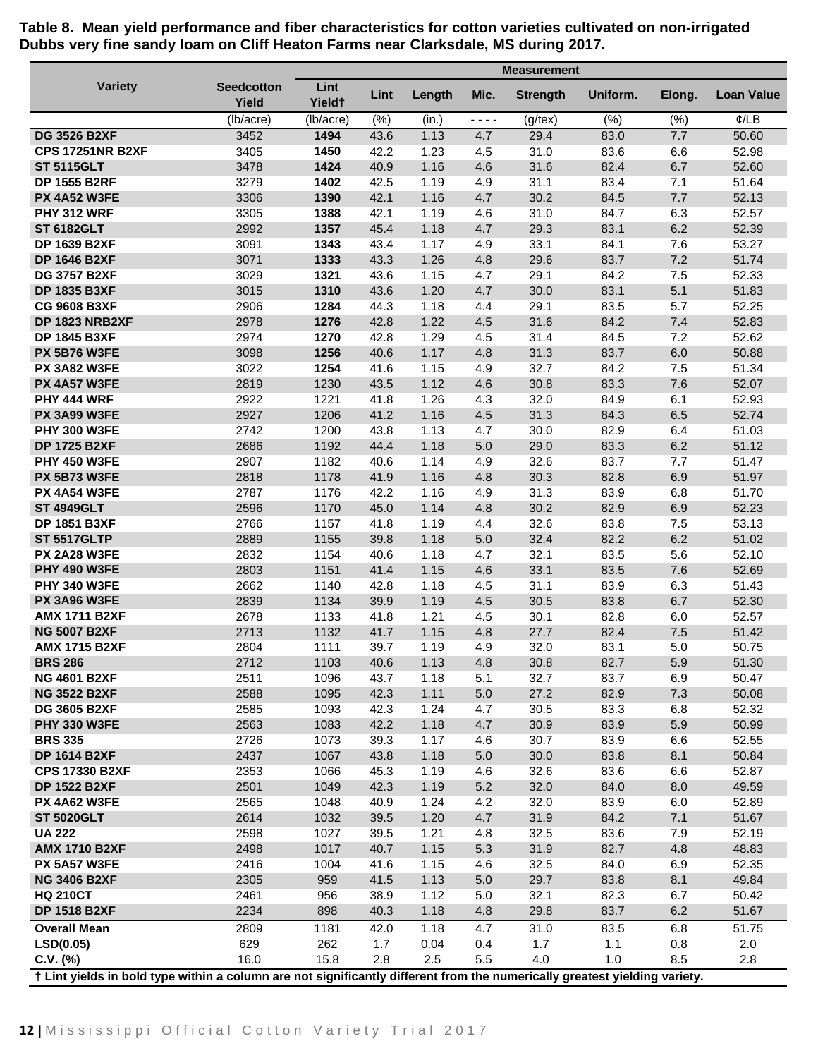**Table 8. Mean yield performance and fiber characteristics for cotton varieties cultivated on non-irrigated Dubbs very fine sandy loam on Cliff Heaton Farms near Clarksdale, MS during 2017.**

| Variety | Seedcotton Yield | Lint Yield† | Measurement | | | | | | |
|---|---|---|---|---|---|---|---|---|---|
| | | | Lint | Length | Mic. | Strength | Uniform. | Elong. | Loan Value |
| | (lb/acre) | (lb/acre) | (%) | (in.) | - - - - | (g/tex) | (%) | (%) | ¢/LB |
| **DG 3526 B2XF** | 3452 | **1494** | 43.6 | 1.13 | 4.7 | 29.4 | 83.0 | 7.7 | 50.60 |
| **CPS 17251NR B2XF** | 3405 | **1450** | 42.2 | 1.23 | 4.5 | 31.0 | 83.6 | 6.6 | 52.98 |
| **ST 5115GLT** | 3478 | **1424** | 40.9 | 1.16 | 4.6 | 31.6 | 82.4 | 6.7 | 52.60 |
| **DP 1555 B2RF** | 3279 | **1402** | 42.5 | 1.19 | 4.9 | 31.1 | 83.4 | 7.1 | 51.64 |
| **PX 4A52 W3FE** | 3306 | **1390** | 42.1 | 1.16 | 4.7 | 30.2 | 84.5 | 7.7 | 52.13 |
| **PHY 312 WRF** | 3305 | **1388** | 42.1 | 1.19 | 4.6 | 31.0 | 84.7 | 6.3 | 52.57 |
| **ST 6182GLT** | 2992 | **1357** | 45.4 | 1.18 | 4.7 | 29.3 | 83.1 | 6.2 | 52.39 |
| **DP 1639 B2XF** | 3091 | **1343** | 43.4 | 1.17 | 4.9 | 33.1 | 84.1 | 7.6 | 53.27 |
| **DP 1646 B2XF** | 3071 | **1333** | 43.3 | 1.26 | 4.8 | 29.6 | 83.7 | 7.2 | 51.74 |
| **DG 3757 B2XF** | 3029 | **1321** | 43.6 | 1.15 | 4.7 | 29.1 | 84.2 | 7.5 | 52.33 |
| **DP 1835 B3XF** | 3015 | **1310** | 43.6 | 1.20 | 4.7 | 30.0 | 83.1 | 5.1 | 51.83 |
| **CG 9608 B3XF** | 2906 | **1284** | 44.3 | 1.18 | 4.4 | 29.1 | 83.5 | 5.7 | 52.25 |
| **DP 1823 NRB2XF** | 2978 | **1276** | 42.8 | 1.22 | 4.5 | 31.6 | 84.2 | 7.4 | 52.83 |
| **DP 1845 B3XF** | 2974 | **1270** | 42.8 | 1.29 | 4.5 | 31.4 | 84.5 | 7.2 | 52.62 |
| **PX 5B76 W3FE** | 3098 | **1256** | 40.6 | 1.17 | 4.8 | 31.3 | 83.7 | 6.0 | 50.88 |
| **PX 3A82 W3FE** | 3022 | **1254** | 41.6 | 1.15 | 4.9 | 32.7 | 84.2 | 7.5 | 51.34 |
| **PX 4A57 W3FE** | 2819 | 1230 | 43.5 | 1.12 | 4.6 | 30.8 | 83.3 | 7.6 | 52.07 |
| **PHY 444 WRF** | 2922 | 1221 | 41.8 | 1.26 | 4.3 | 32.0 | 84.9 | 6.1 | 52.93 |
| **PX 3A99 W3FE** | 2927 | 1206 | 41.2 | 1.16 | 4.5 | 31.3 | 84.3 | 6.5 | 52.74 |
| **PHY 300 W3FE** | 2742 | 1200 | 43.8 | 1.13 | 4.7 | 30.0 | 82.9 | 6.4 | 51.03 |
| **DP 1725 B2XF** | 2686 | 1192 | 44.4 | 1.18 | 5.0 | 29.0 | 83.3 | 6.2 | 51.12 |
| **PHY 450 W3FE** | 2907 | 1182 | 40.6 | 1.14 | 4.9 | 32.6 | 83.7 | 7.7 | 51.47 |
| **PX 5B73 W3FE** | 2818 | 1178 | 41.9 | 1.16 | 4.8 | 30.3 | 82.8 | 6.9 | 51.97 |
| **PX 4A54 W3FE** | 2787 | 1176 | 42.2 | 1.16 | 4.9 | 31.3 | 83.9 | 6.8 | 51.70 |
| **ST 4949GLT** | 2596 | 1170 | 45.0 | 1.14 | 4.8 | 30.2 | 82.9 | 6.9 | 52.23 |
| **DP 1851 B3XF** | 2766 | 1157 | 41.8 | 1.19 | 4.4 | 32.6 | 83.8 | 7.5 | 53.13 |
| **ST 5517GLTP** | 2889 | 1155 | 39.8 | 1.18 | 5.0 | 32.4 | 82.2 | 6.2 | 51.02 |
| **PX 2A28 W3FE** | 2832 | 1154 | 40.6 | 1.18 | 4.7 | 32.1 | 83.5 | 5.6 | 52.10 |
| **PHY 490 W3FE** | 2803 | 1151 | 41.4 | 1.15 | 4.6 | 33.1 | 83.5 | 7.6 | 52.69 |
| **PHY 340 W3FE** | 2662 | 1140 | 42.8 | 1.18 | 4.5 | 31.1 | 83.9 | 6.3 | 51.43 |
| **PX 3A96 W3FE** | 2839 | 1134 | 39.9 | 1.19 | 4.5 | 30.5 | 83.8 | 6.7 | 52.30 |
| **AMX 1711 B2XF** | 2678 | 1133 | 41.8 | 1.21 | 4.5 | 30.1 | 82.8 | 6.0 | 52.57 |
| **NG 5007 B2XF** | 2713 | 1132 | 41.7 | 1.15 | 4.8 | 27.7 | 82.4 | 7.5 | 51.42 |
| **AMX 1715 B2XF** | 2804 | 1111 | 39.7 | 1.19 | 4.9 | 32.0 | 83.1 | 5.0 | 50.75 |
| **BRS 286** | 2712 | 1103 | 40.6 | 1.13 | 4.8 | 30.8 | 82.7 | 5.9 | 51.30 |
| **NG 4601 B2XF** | 2511 | 1096 | 43.7 | 1.18 | 5.1 | 32.7 | 83.7 | 6.9 | 50.47 |
| **NG 3522 B2XF** | 2588 | 1095 | 42.3 | 1.11 | 5.0 | 27.2 | 82.9 | 7.3 | 50.08 |
| **DG 3605 B2XF** | 2585 | 1093 | 42.3 | 1.24 | 4.7 | 30.5 | 83.3 | 6.8 | 52.32 |
| **PHY 330 W3FE** | 2563 | 1083 | 42.2 | 1.18 | 4.7 | 30.9 | 83.9 | 5.9 | 50.99 |
| **BRS 335** | 2726 | 1073 | 39.3 | 1.17 | 4.6 | 30.7 | 83.9 | 6.6 | 52.55 |
| **DP 1614 B2XF** | 2437 | 1067 | 43.8 | 1.18 | 5.0 | 30.0 | 83.8 | 8.1 | 50.84 |
| **CPS 17330 B2XF** | 2353 | 1066 | 45.3 | 1.19 | 4.6 | 32.6 | 83.6 | 6.6 | 52.87 |
| **DP 1522 B2XF** | 2501 | 1049 | 42.3 | 1.19 | 5.2 | 32.0 | 84.0 | 8.0 | 49.59 |
| **PX 4A62 W3FE** | 2565 | 1048 | 40.9 | 1.24 | 4.2 | 32.0 | 83.9 | 6.0 | 52.89 |
| **ST 5020GLT** | 2614 | 1032 | 39.5 | 1.20 | 4.7 | 31.9 | 84.2 | 7.1 | 51.67 |
| **UA 222** | 2598 | 1027 | 39.5 | 1.21 | 4.8 | 32.5 | 83.6 | 7.9 | 52.19 |
| **AMX 1710 B2XF** | 2498 | 1017 | 40.7 | 1.15 | 5.3 | 31.9 | 82.7 | 4.8 | 48.83 |
| **PX 5A57 W3FE** | 2416 | 1004 | 41.6 | 1.15 | 4.6 | 32.5 | 84.0 | 6.9 | 52.35 |
| **NG 3406 B2XF** | 2305 | 959 | 41.5 | 1.13 | 5.0 | 29.7 | 83.8 | 8.1 | 49.84 |
| **HQ 210CT** | 2461 | 956 | 38.9 | 1.12 | 5.0 | 32.1 | 82.3 | 6.7 | 50.42 |
| **DP 1518 B2XF** | 2234 | 898 | 40.3 | 1.18 | 4.8 | 29.8 | 83.7 | 6.2 | 51.67 |
| **Overall Mean** | 2809 | 1181 | 42.0 | 1.18 | 4.7 | 31.0 | 83.5 | 6.8 | 51.75 |
| **LSD(0.05)** | 629 | 262 | 1.7 | 0.04 | 0.4 | 1.7 | 1.1 | 0.8 | 2.0 |
| **C.V. (%)** | 16.0 | 15.8 | 2.8 | 2.5 | 5.5 | 4.0 | 1.0 | 8.5 | 2.8 |

**† Lint yields in bold type within a column are not significantly different from the numerically greatest yielding variety.**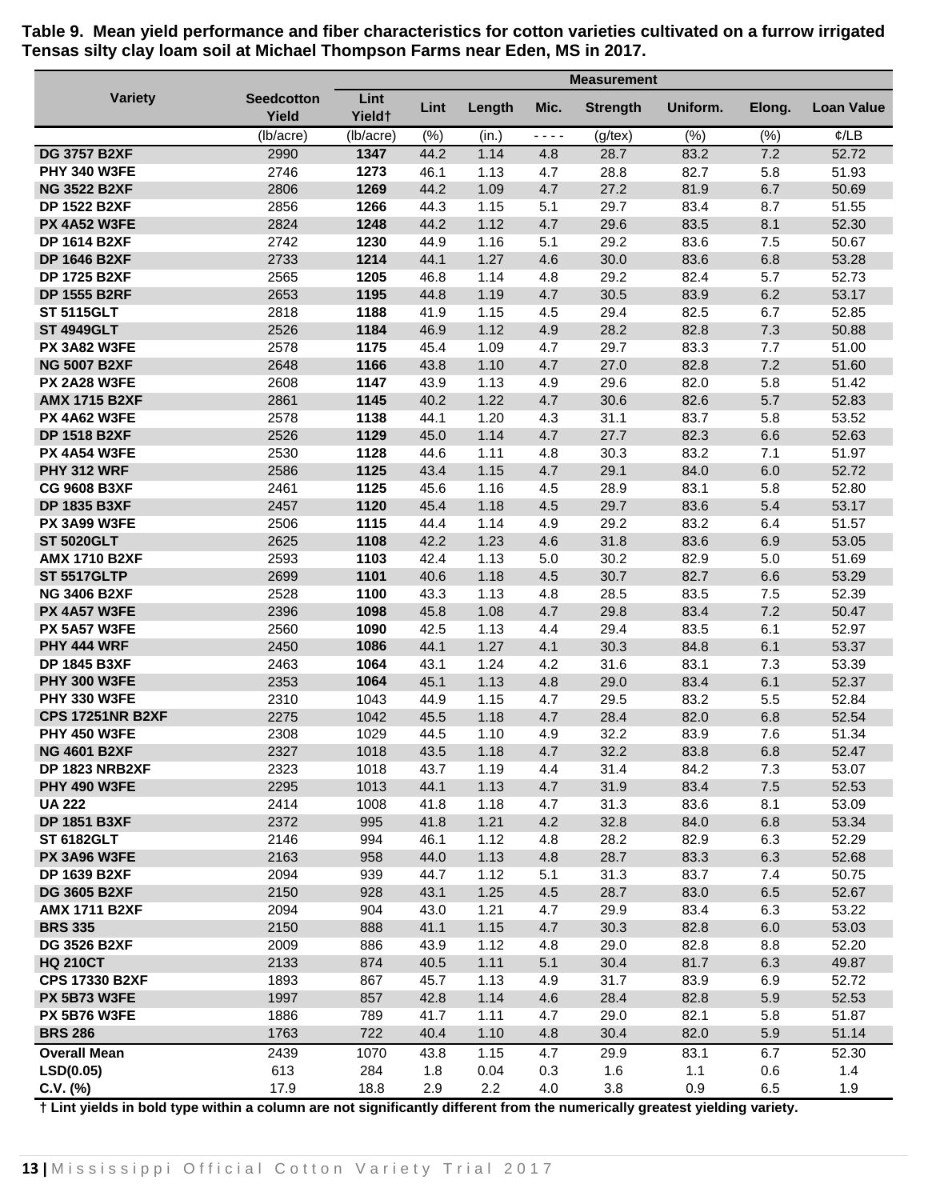**Table 9. Mean yield performance and fiber characteristics for cotton varieties cultivated on a furrow irrigated Tensas silty clay loam soil at Michael Thompson Farms near Eden, MS in 2017.**

| Variety | Seedcotton Yield | Lint Yield† | Lint | Length | Mic. | Strength | Uniform. | Elong. | Loan Value |
|---|---|---|---|---|---|---|---|---|---|
| | (lb/acre) | (lb/acre) | (%) | (in.) | - - - - | (g/tex) | (%) | (%) | ¢/LB |
| **DG 3757 B2XF** | 2990 | **1347** | 44.2 | 1.14 | 4.8 | 28.7 | 83.2 | 7.2 | 52.72 |
| **PHY 340 W3FE** | 2746 | **1273** | 46.1 | 1.13 | 4.7 | 28.8 | 82.7 | 5.8 | 51.93 |
| **NG 3522 B2XF** | 2806 | **1269** | 44.2 | 1.09 | 4.7 | 27.2 | 81.9 | 6.7 | 50.69 |
| **DP 1522 B2XF** | 2856 | **1266** | 44.3 | 1.15 | 5.1 | 29.7 | 83.4 | 8.7 | 51.55 |
| **PX 4A52 W3FE** | 2824 | **1248** | 44.2 | 1.12 | 4.7 | 29.6 | 83.5 | 8.1 | 52.30 |
| **DP 1614 B2XF** | 2742 | **1230** | 44.9 | 1.16 | 5.1 | 29.2 | 83.6 | 7.5 | 50.67 |
| **DP 1646 B2XF** | 2733 | **1214** | 44.1 | 1.27 | 4.6 | 30.0 | 83.6 | 6.8 | 53.28 |
| **DP 1725 B2XF** | 2565 | **1205** | 46.8 | 1.14 | 4.8 | 29.2 | 82.4 | 5.7 | 52.73 |
| **DP 1555 B2RF** | 2653 | **1195** | 44.8 | 1.19 | 4.7 | 30.5 | 83.9 | 6.2 | 53.17 |
| **ST 5115GLT** | 2818 | **1188** | 41.9 | 1.15 | 4.5 | 29.4 | 82.5 | 6.7 | 52.85 |
| **ST 4949GLT** | 2526 | **1184** | 46.9 | 1.12 | 4.9 | 28.2 | 82.8 | 7.3 | 50.88 |
| **PX 3A82 W3FE** | 2578 | **1175** | 45.4 | 1.09 | 4.7 | 29.7 | 83.3 | 7.7 | 51.00 |
| **NG 5007 B2XF** | 2648 | **1166** | 43.8 | 1.10 | 4.7 | 27.0 | 82.8 | 7.2 | 51.60 |
| **PX 2A28 W3FE** | 2608 | **1147** | 43.9 | 1.13 | 4.9 | 29.6 | 82.0 | 5.8 | 51.42 |
| **AMX 1715 B2XF** | 2861 | **1145** | 40.2 | 1.22 | 4.7 | 30.6 | 82.6 | 5.7 | 52.83 |
| **PX 4A62 W3FE** | 2578 | **1138** | 44.1 | 1.20 | 4.3 | 31.1 | 83.7 | 5.8 | 53.52 |
| **DP 1518 B2XF** | 2526 | **1129** | 45.0 | 1.14 | 4.7 | 27.7 | 82.3 | 6.6 | 52.63 |
| **PX 4A54 W3FE** | 2530 | **1128** | 44.6 | 1.11 | 4.8 | 30.3 | 83.2 | 7.1 | 51.97 |
| **PHY 312 WRF** | 2586 | **1125** | 43.4 | 1.15 | 4.7 | 29.1 | 84.0 | 6.0 | 52.72 |
| **CG 9608 B3XF** | 2461 | **1125** | 45.6 | 1.16 | 4.5 | 28.9 | 83.1 | 5.8 | 52.80 |
| **DP 1835 B3XF** | 2457 | **1120** | 45.4 | 1.18 | 4.5 | 29.7 | 83.6 | 5.4 | 53.17 |
| **PX 3A99 W3FE** | 2506 | **1115** | 44.4 | 1.14 | 4.9 | 29.2 | 83.2 | 6.4 | 51.57 |
| **ST 5020GLT** | 2625 | **1108** | 42.2 | 1.23 | 4.6 | 31.8 | 83.6 | 6.9 | 53.05 |
| **AMX 1710 B2XF** | 2593 | **1103** | 42.4 | 1.13 | 5.0 | 30.2 | 82.9 | 5.0 | 51.69 |
| **ST 5517GLTP** | 2699 | **1101** | 40.6 | 1.18 | 4.5 | 30.7 | 82.7 | 6.6 | 53.29 |
| **NG 3406 B2XF** | 2528 | **1100** | 43.3 | 1.13 | 4.8 | 28.5 | 83.5 | 7.5 | 52.39 |
| **PX 4A57 W3FE** | 2396 | **1098** | 45.8 | 1.08 | 4.7 | 29.8 | 83.4 | 7.2 | 50.47 |
| **PX 5A57 W3FE** | 2560 | **1090** | 42.5 | 1.13 | 4.4 | 29.4 | 83.5 | 6.1 | 52.97 |
| **PHY 444 WRF** | 2450 | **1086** | 44.1 | 1.27 | 4.1 | 30.3 | 84.8 | 6.1 | 53.37 |
| **DP 1845 B3XF** | 2463 | **1064** | 43.1 | 1.24 | 4.2 | 31.6 | 83.1 | 7.3 | 53.39 |
| **PHY 300 W3FE** | 2353 | **1064** | 45.1 | 1.13 | 4.8 | 29.0 | 83.4 | 6.1 | 52.37 |
| **PHY 330 W3FE** | 2310 | 1043 | 44.9 | 1.15 | 4.7 | 29.5 | 83.2 | 5.5 | 52.84 |
| **CPS 17251NR B2XF** | 2275 | 1042 | 45.5 | 1.18 | 4.7 | 28.4 | 82.0 | 6.8 | 52.54 |
| **PHY 450 W3FE** | 2308 | 1029 | 44.5 | 1.10 | 4.9 | 32.2 | 83.9 | 7.6 | 51.34 |
| **NG 4601 B2XF** | 2327 | 1018 | 43.5 | 1.18 | 4.7 | 32.2 | 83.8 | 6.8 | 52.47 |
| **DP 1823 NRB2XF** | 2323 | 1018 | 43.7 | 1.19 | 4.4 | 31.4 | 84.2 | 7.3 | 53.07 |
| **PHY 490 W3FE** | 2295 | 1013 | 44.1 | 1.13 | 4.7 | 31.9 | 83.4 | 7.5 | 52.53 |
| **UA 222** | 2414 | 1008 | 41.8 | 1.18 | 4.7 | 31.3 | 83.6 | 8.1 | 53.09 |
| **DP 1851 B3XF** | 2372 | 995 | 41.8 | 1.21 | 4.2 | 32.8 | 84.0 | 6.8 | 53.34 |
| **ST 6182GLT** | 2146 | 994 | 46.1 | 1.12 | 4.8 | 28.2 | 82.9 | 6.3 | 52.29 |
| **PX 3A96 W3FE** | 2163 | 958 | 44.0 | 1.13 | 4.8 | 28.7 | 83.3 | 6.3 | 52.68 |
| **DP 1639 B2XF** | 2094 | 939 | 44.7 | 1.12 | 5.1 | 31.3 | 83.7 | 7.4 | 50.75 |
| **DG 3605 B2XF** | 2150 | 928 | 43.1 | 1.25 | 4.5 | 28.7 | 83.0 | 6.5 | 52.67 |
| **AMX 1711 B2XF** | 2094 | 904 | 43.0 | 1.21 | 4.7 | 29.9 | 83.4 | 6.3 | 53.22 |
| **BRS 335** | 2150 | 888 | 41.1 | 1.15 | 4.7 | 30.3 | 82.8 | 6.0 | 53.03 |
| **DG 3526 B2XF** | 2009 | 886 | 43.9 | 1.12 | 4.8 | 29.0 | 82.8 | 8.8 | 52.20 |
| **HQ 210CT** | 2133 | 874 | 40.5 | 1.11 | 5.1 | 30.4 | 81.7 | 6.3 | 49.87 |
| **CPS 17330 B2XF** | 1893 | 867 | 45.7 | 1.13 | 4.9 | 31.7 | 83.9 | 6.9 | 52.72 |
| **PX 5B73 W3FE** | 1997 | 857 | 42.8 | 1.14 | 4.6 | 28.4 | 82.8 | 5.9 | 52.53 |
| **PX 5B76 W3FE** | 1886 | 789 | 41.7 | 1.11 | 4.7 | 29.0 | 82.1 | 5.8 | 51.87 |
| **BRS 286** | 1763 | 722 | 40.4 | 1.10 | 4.8 | 30.4 | 82.0 | 5.9 | 51.14 |
| **Overall Mean** | 2439 | 1070 | 43.8 | 1.15 | 4.7 | 29.9 | 83.1 | 6.7 | 52.30 |
| **LSD(0.05)** | 613 | 284 | 1.8 | 0.04 | 0.3 | 1.6 | 1.1 | 0.6 | 1.4 |
| **C.V. (%)** | 17.9 | 18.8 | 2.9 | 2.2 | 4.0 | 3.8 | 0.9 | 6.5 | 1.9 |

**† Lint yields in bold type within a column are not significantly different from the numerically greatest yielding variety.**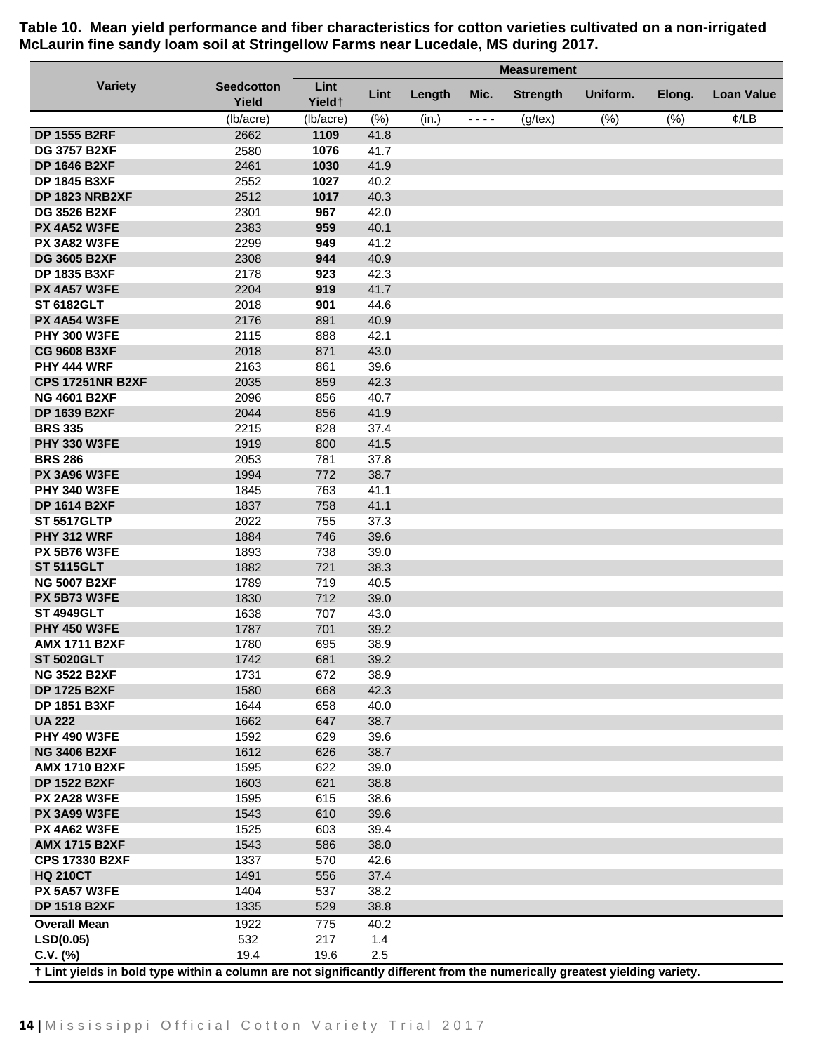**Table 10. Mean yield performance and fiber characteristics for cotton varieties cultivated on a non-irrigated McLaurin fine sandy loam soil at Stringellow Farms near Lucedale, MS during 2017.**

| Variety | Measurement | | | | | | | | | |
|---|---|---|---|---|---|---|---|---|---|---|
| | Seedcotton Yield | Lint Yield† | Lint | Length | Mic. | Strength | Uniform. | Elong. | Loan Value |
| | (lb/acre) | (lb/acre) | (%) | (in.) | - - - - | (g/tex) | (%) | (%) | ¢/LB |
| **DP 1555 B2RF** | 2662 | **1109** | 41.8 | | | | | | |
| **DG 3757 B2XF** | 2580 | **1076** | 41.7 | | | | | | |
| **DP 1646 B2XF** | 2461 | **1030** | 41.9 | | | | | | |
| **DP 1845 B3XF** | 2552 | **1027** | 40.2 | | | | | | |
| **DP 1823 NRB2XF** | 2512 | **1017** | 40.3 | | | | | | |
| **DG 3526 B2XF** | 2301 | **967** | 42.0 | | | | | | |
| **PX 4A52 W3FE** | 2383 | **959** | 40.1 | | | | | | |
| **PX 3A82 W3FE** | 2299 | **949** | 41.2 | | | | | | |
| **DG 3605 B2XF** | 2308 | **944** | 40.9 | | | | | | |
| **DP 1835 B3XF** | 2178 | **923** | 42.3 | | | | | | |
| **PX 4A57 W3FE** | 2204 | **919** | 41.7 | | | | | | |
| **ST 6182GLT** | 2018 | **901** | 44.6 | | | | | | |
| **PX 4A54 W3FE** | 2176 | 891 | 40.9 | | | | | | |
| **PHY 300 W3FE** | 2115 | 888 | 42.1 | | | | | | |
| **CG 9608 B3XF** | 2018 | 871 | 43.0 | | | | | | |
| **PHY 444 WRF** | 2163 | 861 | 39.6 | | | | | | |
| **CPS 17251NR B2XF** | 2035 | 859 | 42.3 | | | | | | |
| **NG 4601 B2XF** | 2096 | 856 | 40.7 | | | | | | |
| **DP 1639 B2XF** | 2044 | 856 | 41.9 | | | | | | |
| **BRS 335** | 2215 | 828 | 37.4 | | | | | | |
| **PHY 330 W3FE** | 1919 | 800 | 41.5 | | | | | | |
| **BRS 286** | 2053 | 781 | 37.8 | | | | | | |
| **PX 3A96 W3FE** | 1994 | 772 | 38.7 | | | | | | |
| **PHY 340 W3FE** | 1845 | 763 | 41.1 | | | | | | |
| **DP 1614 B2XF** | 1837 | 758 | 41.1 | | | | | | |
| **ST 5517GLTP** | 2022 | 755 | 37.3 | | | | | | |
| **PHY 312 WRF** | 1884 | 746 | 39.6 | | | | | | |
| **PX 5B76 W3FE** | 1893 | 738 | 39.0 | | | | | | |
| **ST 5115GLT** | 1882 | 721 | 38.3 | | | | | | |
| **NG 5007 B2XF** | 1789 | 719 | 40.5 | | | | | | |
| **PX 5B73 W3FE** | 1830 | 712 | 39.0 | | | | | | |
| **ST 4949GLT** | 1638 | 707 | 43.0 | | | | | | |
| **PHY 450 W3FE** | 1787 | 701 | 39.2 | | | | | | |
| **AMX 1711 B2XF** | 1780 | 695 | 38.9 | | | | | | |
| **ST 5020GLT** | 1742 | 681 | 39.2 | | | | | | |
| **NG 3522 B2XF** | 1731 | 672 | 38.9 | | | | | | |
| **DP 1725 B2XF** | 1580 | 668 | 42.3 | | | | | | |
| **DP 1851 B3XF** | 1644 | 658 | 40.0 | | | | | | |
| **UA 222** | 1662 | 647 | 38.7 | | | | | | |
| **PHY 490 W3FE** | 1592 | 629 | 39.6 | | | | | | |
| **NG 3406 B2XF** | 1612 | 626 | 38.7 | | | | | | |
| **AMX 1710 B2XF** | 1595 | 622 | 39.0 | | | | | | |
| **DP 1522 B2XF** | 1603 | 621 | 38.8 | | | | | | |
| **PX 2A28 W3FE** | 1595 | 615 | 38.6 | | | | | | |
| **PX 3A99 W3FE** | 1543 | 610 | 39.6 | | | | | | |
| **PX 4A62 W3FE** | 1525 | 603 | 39.4 | | | | | | |
| **AMX 1715 B2XF** | 1543 | 586 | 38.0 | | | | | | |
| **CPS 17330 B2XF** | 1337 | 570 | 42.6 | | | | | | |
| **HQ 210CT** | 1491 | 556 | 37.4 | | | | | | |
| **PX 5A57 W3FE** | 1404 | 537 | 38.2 | | | | | | |
| **DP 1518 B2XF** | 1335 | 529 | 38.8 | | | | | | |
| **Overall Mean** | 1922 | 775 | 40.2 | | | | | | |
| **LSD(0.05)** | 532 | 217 | 1.4 | | | | | | |
| **C.V. (%)** | 19.4 | 19.6 | 2.5 | | | | | | |

**† Lint yields in bold type within a column are not significantly different from the numerically greatest yielding variety.**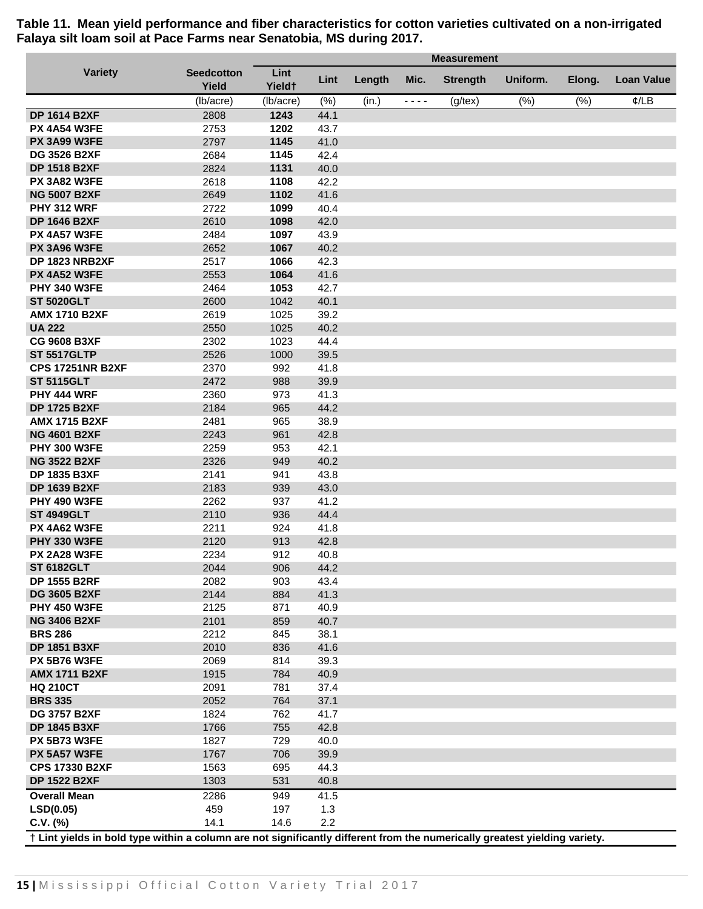**Table 11. Mean yield performance and fiber characteristics for cotton varieties cultivated on a non-irrigated Falaya silt loam soil at Pace Farms near Senatobia, MS during 2017.**

| Variety | Seedcotton Yield | Lint Yield† | Measurement | | | | | | |
|---|---|---|---|---|---|---|---|---|---|
| | | | Lint | Length | Mic. | Strength | Uniform. | Elong. | Loan Value |
| | (lb/acre) | (lb/acre) | (%) | (in.) | - - - - | (g/tex) | (%) | (%) | ¢/LB |
| **DP 1614 B2XF** | 2808 | **1243** | 44.1 | | | | | | |
| **PX 4A54 W3FE** | 2753 | **1202** | 43.7 | | | | | | |
| **PX 3A99 W3FE** | 2797 | **1145** | 41.0 | | | | | | |
| **DG 3526 B2XF** | 2684 | **1145** | 42.4 | | | | | | |
| **DP 1518 B2XF** | 2824 | **1131** | 40.0 | | | | | | |
| **PX 3A82 W3FE** | 2618 | **1108** | 42.2 | | | | | | |
| **NG 5007 B2XF** | 2649 | **1102** | 41.6 | | | | | | |
| **PHY 312 WRF** | 2722 | **1099** | 40.4 | | | | | | |
| **DP 1646 B2XF** | 2610 | **1098** | 42.0 | | | | | | |
| **PX 4A57 W3FE** | 2484 | **1097** | 43.9 | | | | | | |
| **PX 3A96 W3FE** | 2652 | **1067** | 40.2 | | | | | | |
| **DP 1823 NRB2XF** | 2517 | **1066** | 42.3 | | | | | | |
| **PX 4A52 W3FE** | 2553 | **1064** | 41.6 | | | | | | |
| **PHY 340 W3FE** | 2464 | **1053** | 42.7 | | | | | | |
| **ST 5020GLT** | 2600 | 1042 | 40.1 | | | | | | |
| **AMX 1710 B2XF** | 2619 | 1025 | 39.2 | | | | | | |
| **UA 222** | 2550 | 1025 | 40.2 | | | | | | |
| **CG 9608 B3XF** | 2302 | 1023 | 44.4 | | | | | | |
| **ST 5517GLTP** | 2526 | 1000 | 39.5 | | | | | | |
| **CPS 17251NR B2XF** | 2370 | 992 | 41.8 | | | | | | |
| **ST 5115GLT** | 2472 | 988 | 39.9 | | | | | | |
| **PHY 444 WRF** | 2360 | 973 | 41.3 | | | | | | |
| **DP 1725 B2XF** | 2184 | 965 | 44.2 | | | | | | |
| **AMX 1715 B2XF** | 2481 | 965 | 38.9 | | | | | | |
| **NG 4601 B2XF** | 2243 | 961 | 42.8 | | | | | | |
| **PHY 300 W3FE** | 2259 | 953 | 42.1 | | | | | | |
| **NG 3522 B2XF** | 2326 | 949 | 40.2 | | | | | | |
| **DP 1835 B3XF** | 2141 | 941 | 43.8 | | | | | | |
| **DP 1639 B2XF** | 2183 | 939 | 43.0 | | | | | | |
| **PHY 490 W3FE** | 2262 | 937 | 41.2 | | | | | | |
| **ST 4949GLT** | 2110 | 936 | 44.4 | | | | | | |
| **PX 4A62 W3FE** | 2211 | 924 | 41.8 | | | | | | |
| **PHY 330 W3FE** | 2120 | 913 | 42.8 | | | | | | |
| **PX 2A28 W3FE** | 2234 | 912 | 40.8 | | | | | | |
| **ST 6182GLT** | 2044 | 906 | 44.2 | | | | | | |
| **DP 1555 B2RF** | 2082 | 903 | 43.4 | | | | | | |
| **DG 3605 B2XF** | 2144 | 884 | 41.3 | | | | | | |
| **PHY 450 W3FE** | 2125 | 871 | 40.9 | | | | | | |
| **NG 3406 B2XF** | 2101 | 859 | 40.7 | | | | | | |
| **BRS 286** | 2212 | 845 | 38.1 | | | | | | |
| **DP 1851 B3XF** | 2010 | 836 | 41.6 | | | | | | |
| **PX 5B76 W3FE** | 2069 | 814 | 39.3 | | | | | | |
| **AMX 1711 B2XF** | 1915 | 784 | 40.9 | | | | | | |
| **HQ 210CT** | 2091 | 781 | 37.4 | | | | | | |
| **BRS 335** | 2052 | 764 | 37.1 | | | | | | |
| **DG 3757 B2XF** | 1824 | 762 | 41.7 | | | | | | |
| **DP 1845 B3XF** | 1766 | 755 | 42.8 | | | | | | |
| **PX 5B73 W3FE** | 1827 | 729 | 40.0 | | | | | | |
| **PX 5A57 W3FE** | 1767 | 706 | 39.9 | | | | | | |
| **CPS 17330 B2XF** | 1563 | 695 | 44.3 | | | | | | |
| **DP 1522 B2XF** | 1303 | 531 | 40.8 | | | | | | |
| **Overall Mean** | 2286 | 949 | 41.5 | | | | | | |
| **LSD(0.05)** | 459 | 197 | 1.3 | | | | | | |
| **C.V. (%)** | 14.1 | 14.6 | 2.2 | | | | | | |

**† Lint yields in bold type within a column are not significantly different from the numerically greatest yielding variety.**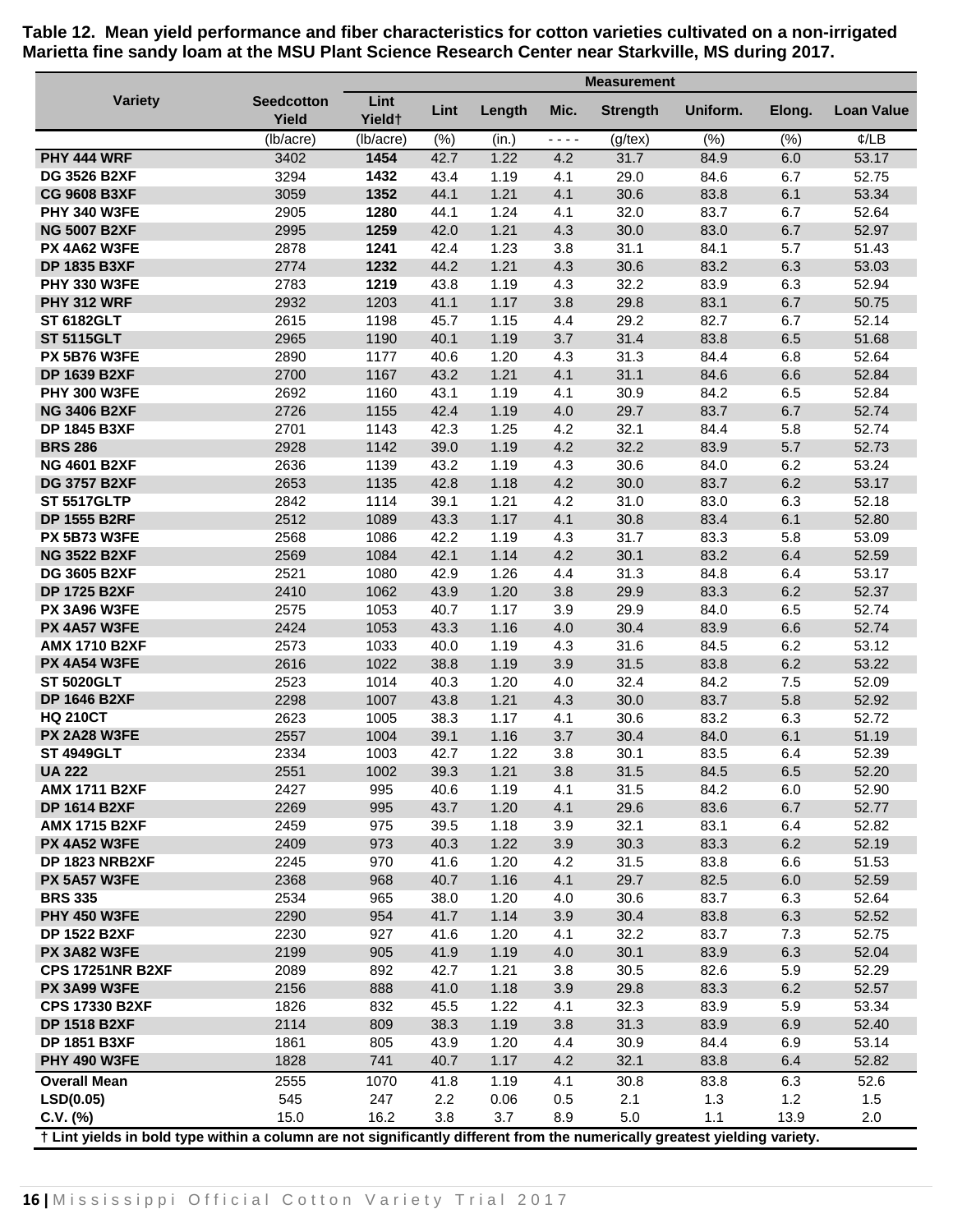**Table 12. Mean yield performance and fiber characteristics for cotton varieties cultivated on a non-irrigated Marietta fine sandy loam at the MSU Plant Science Research Center near Starkville, MS during 2017.**

| Variety | Seedcotton Yield | Lint Yield† | Lint | Length | Mic. | Strength | Uniform. | Elong. | Loan Value |
|---|---|---|---|---|---|---|---|---|---|
| | | | Measurement | | | | | | |
| | (lb/acre) | (lb/acre) | (%) | (in.) | - - - - | (g/tex) | (%) | (%) | ¢/LB |
| PHY 444 WRF | 3402 | **1454** | 42.7 | 1.22 | 4.2 | 31.7 | 84.9 | 6.0 | 53.17 |
| DG 3526 B2XF | 3294 | **1432** | 43.4 | 1.19 | 4.1 | 29.0 | 84.6 | 6.7 | 52.75 |
| CG 9608 B3XF | 3059 | **1352** | 44.1 | 1.21 | 4.1 | 30.6 | 83.8 | 6.1 | 53.34 |
| PHY 340 W3FE | 2905 | **1280** | 44.1 | 1.24 | 4.1 | 32.0 | 83.7 | 6.7 | 52.64 |
| NG 5007 B2XF | 2995 | **1259** | 42.0 | 1.21 | 4.3 | 30.0 | 83.0 | 6.7 | 52.97 |
| PX 4A62 W3FE | 2878 | **1241** | 42.4 | 1.23 | 3.8 | 31.1 | 84.1 | 5.7 | 51.43 |
| DP 1835 B3XF | 2774 | **1232** | 44.2 | 1.21 | 4.3 | 30.6 | 83.2 | 6.3 | 53.03 |
| PHY 330 W3FE | 2783 | **1219** | 43.8 | 1.19 | 4.3 | 32.2 | 83.9 | 6.3 | 52.94 |
| PHY 312 WRF | 2932 | 1203 | 41.1 | 1.17 | 3.8 | 29.8 | 83.1 | 6.7 | 50.75 |
| ST 6182GLT | 2615 | 1198 | 45.7 | 1.15 | 4.4 | 29.2 | 82.7 | 6.7 | 52.14 |
| ST 5115GLT | 2965 | 1190 | 40.1 | 1.19 | 3.7 | 31.4 | 83.8 | 6.5 | 51.68 |
| PX 5B76 W3FE | 2890 | 1177 | 40.6 | 1.20 | 4.3 | 31.3 | 84.4 | 6.8 | 52.64 |
| DP 1639 B2XF | 2700 | 1167 | 43.2 | 1.21 | 4.1 | 31.1 | 84.6 | 6.6 | 52.84 |
| PHY 300 W3FE | 2692 | 1160 | 43.1 | 1.19 | 4.1 | 30.9 | 84.2 | 6.5 | 52.84 |
| NG 3406 B2XF | 2726 | 1155 | 42.4 | 1.19 | 4.0 | 29.7 | 83.7 | 6.7 | 52.74 |
| DP 1845 B3XF | 2701 | 1143 | 42.3 | 1.25 | 4.2 | 32.1 | 84.4 | 5.8 | 52.74 |
| BRS 286 | 2928 | 1142 | 39.0 | 1.19 | 4.2 | 32.2 | 83.9 | 5.7 | 52.73 |
| NG 4601 B2XF | 2636 | 1139 | 43.2 | 1.19 | 4.3 | 30.6 | 84.0 | 6.2 | 53.24 |
| DG 3757 B2XF | 2653 | 1135 | 42.8 | 1.18 | 4.2 | 30.0 | 83.7 | 6.2 | 53.17 |
| ST 5517GLTP | 2842 | 1114 | 39.1 | 1.21 | 4.2 | 31.0 | 83.0 | 6.3 | 52.18 |
| DP 1555 B2RF | 2512 | 1089 | 43.3 | 1.17 | 4.1 | 30.8 | 83.4 | 6.1 | 52.80 |
| PX 5B73 W3FE | 2568 | 1086 | 42.2 | 1.19 | 4.3 | 31.7 | 83.3 | 5.8 | 53.09 |
| NG 3522 B2XF | 2569 | 1084 | 42.1 | 1.14 | 4.2 | 30.1 | 83.2 | 6.4 | 52.59 |
| DG 3605 B2XF | 2521 | 1080 | 42.9 | 1.26 | 4.4 | 31.3 | 84.8 | 6.4 | 53.17 |
| DP 1725 B2XF | 2410 | 1062 | 43.9 | 1.20 | 3.8 | 29.9 | 83.3 | 6.2 | 52.37 |
| PX 3A96 W3FE | 2575 | 1053 | 40.7 | 1.17 | 3.9 | 29.9 | 84.0 | 6.5 | 52.74 |
| PX 4A57 W3FE | 2424 | 1053 | 43.3 | 1.16 | 4.0 | 30.4 | 83.9 | 6.6 | 52.74 |
| AMX 1710 B2XF | 2573 | 1033 | 40.0 | 1.19 | 4.3 | 31.6 | 84.5 | 6.2 | 53.12 |
| PX 4A54 W3FE | 2616 | 1022 | 38.8 | 1.19 | 3.9 | 31.5 | 83.8 | 6.2 | 53.22 |
| ST 5020GLT | 2523 | 1014 | 40.3 | 1.20 | 4.0 | 32.4 | 84.2 | 7.5 | 52.09 |
| DP 1646 B2XF | 2298 | 1007 | 43.8 | 1.21 | 4.3 | 30.0 | 83.7 | 5.8 | 52.92 |
| HQ 210CT | 2623 | 1005 | 38.3 | 1.17 | 4.1 | 30.6 | 83.2 | 6.3 | 52.72 |
| PX 2A28 W3FE | 2557 | 1004 | 39.1 | 1.16 | 3.7 | 30.4 | 84.0 | 6.1 | 51.19 |
| ST 4949GLT | 2334 | 1003 | 42.7 | 1.22 | 3.8 | 30.1 | 83.5 | 6.4 | 52.39 |
| UA 222 | 2551 | 1002 | 39.3 | 1.21 | 3.8 | 31.5 | 84.5 | 6.5 | 52.20 |
| AMX 1711 B2XF | 2427 | 995 | 40.6 | 1.19 | 4.1 | 31.5 | 84.2 | 6.0 | 52.90 |
| DP 1614 B2XF | 2269 | 995 | 43.7 | 1.20 | 4.1 | 29.6 | 83.6 | 6.7 | 52.77 |
| AMX 1715 B2XF | 2459 | 975 | 39.5 | 1.18 | 3.9 | 32.1 | 83.1 | 6.4 | 52.82 |
| PX 4A52 W3FE | 2409 | 973 | 40.3 | 1.22 | 3.9 | 30.3 | 83.3 | 6.2 | 52.19 |
| DP 1823 NRB2XF | 2245 | 970 | 41.6 | 1.20 | 4.2 | 31.5 | 83.8 | 6.6 | 51.53 |
| PX 5A57 W3FE | 2368 | 968 | 40.7 | 1.16 | 4.1 | 29.7 | 82.5 | 6.0 | 52.59 |
| BRS 335 | 2534 | 965 | 38.0 | 1.20 | 4.0 | 30.6 | 83.7 | 6.3 | 52.64 |
| PHY 450 W3FE | 2290 | 954 | 41.7 | 1.14 | 3.9 | 30.4 | 83.8 | 6.3 | 52.52 |
| DP 1522 B2XF | 2230 | 927 | 41.6 | 1.20 | 4.1 | 32.2 | 83.7 | 7.3 | 52.75 |
| PX 3A82 W3FE | 2199 | 905 | 41.9 | 1.19 | 4.0 | 30.1 | 83.9 | 6.3 | 52.04 |
| CPS 17251NR B2XF | 2089 | 892 | 42.7 | 1.21 | 3.8 | 30.5 | 82.6 | 5.9 | 52.29 |
| PX 3A99 W3FE | 2156 | 888 | 41.0 | 1.18 | 3.9 | 29.8 | 83.3 | 6.2 | 52.57 |
| CPS 17330 B2XF | 1826 | 832 | 45.5 | 1.22 | 4.1 | 32.3 | 83.9 | 5.9 | 53.34 |
| DP 1518 B2XF | 2114 | 809 | 38.3 | 1.19 | 3.8 | 31.3 | 83.9 | 6.9 | 52.40 |
| DP 1851 B3XF | 1861 | 805 | 43.9 | 1.20 | 4.4 | 30.9 | 84.4 | 6.9 | 53.14 |
| PHY 490 W3FE | 1828 | 741 | 40.7 | 1.17 | 4.2 | 32.1 | 83.8 | 6.4 | 52.82 |
| Overall Mean | 2555 | 1070 | 41.8 | 1.19 | 4.1 | 30.8 | 83.8 | 6.3 | 52.6 |
| LSD(0.05) | 545 | 247 | 2.2 | 0.06 | 0.5 | 2.1 | 1.3 | 1.2 | 1.5 |
| C.V. (%) | 15.0 | 16.2 | 3.8 | 3.7 | 8.9 | 5.0 | 1.1 | 13.9 | 2.0 |

† Lint yields in bold type within a column are not significantly different from the numerically greatest yielding variety.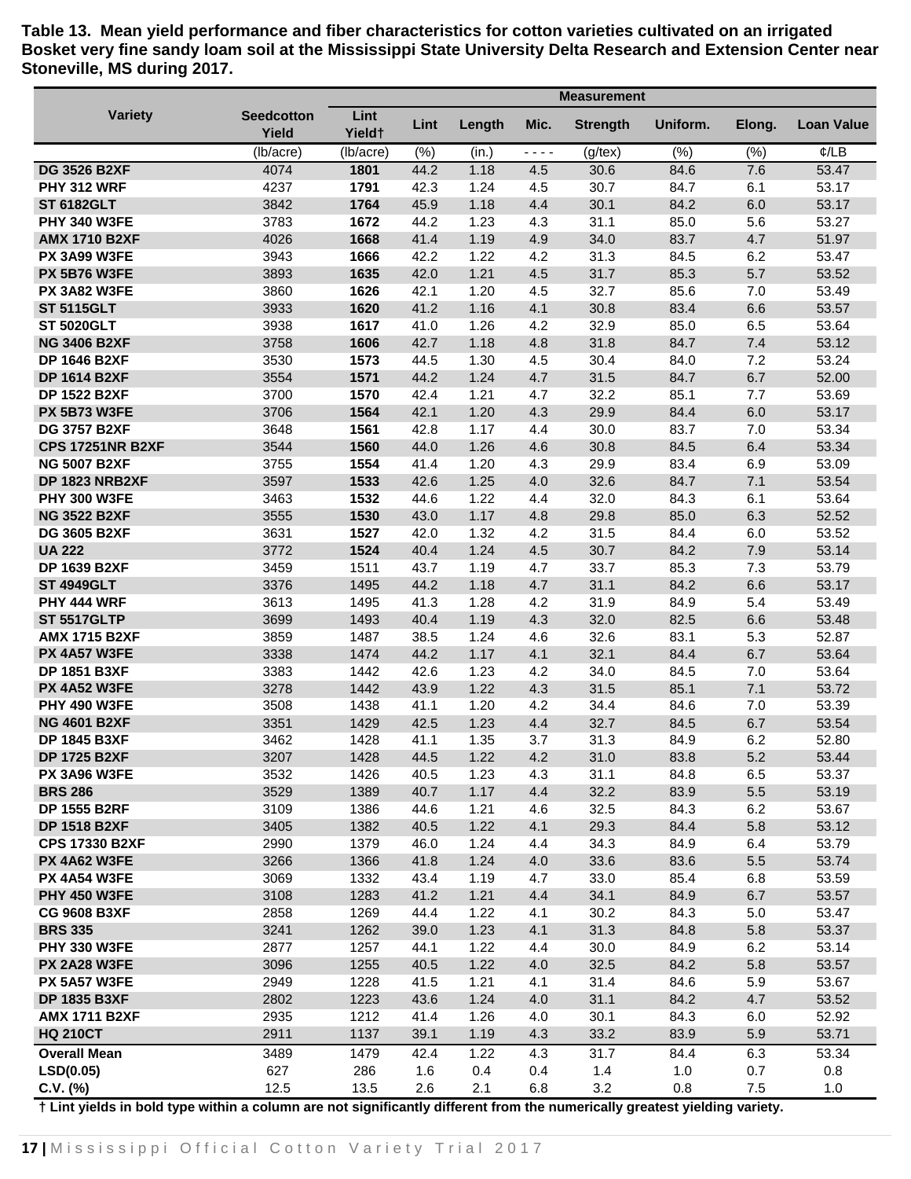**Table 13. Mean yield performance and fiber characteristics for cotton varieties cultivated on an irrigated Bosket very fine sandy loam soil at the Mississippi State University Delta Research and Extension Center near Stoneville, MS during 2017.**

| Variety | Seedcotton Yield | Lint Yield† | Measurement | | | | | | |
|---|---|---|---|---|---|---|---|---|---|
| | | | Lint | Length | Mic. | Strength | Uniform. | Elong. | Loan Value |
| | (lb/acre) | (lb/acre) | (%) | (in.) | - - - - | (g/tex) | (%) | (%) | ¢/LB |
| **DG 3526 B2XF** | 4074 | **1801** | 44.2 | 1.18 | 4.5 | 30.6 | 84.6 | 7.6 | 53.47 |
| **PHY 312 WRF** | 4237 | **1791** | 42.3 | 1.24 | 4.5 | 30.7 | 84.7 | 6.1 | 53.17 |
| **ST 6182GLT** | 3842 | **1764** | 45.9 | 1.18 | 4.4 | 30.1 | 84.2 | 6.0 | 53.17 |
| **PHY 340 W3FE** | 3783 | **1672** | 44.2 | 1.23 | 4.3 | 31.1 | 85.0 | 5.6 | 53.27 |
| **AMX 1710 B2XF** | 4026 | **1668** | 41.4 | 1.19 | 4.9 | 34.0 | 83.7 | 4.7 | 51.97 |
| **PX 3A99 W3FE** | 3943 | **1666** | 42.2 | 1.22 | 4.2 | 31.3 | 84.5 | 6.2 | 53.47 |
| **PX 5B76 W3FE** | 3893 | **1635** | 42.0 | 1.21 | 4.5 | 31.7 | 85.3 | 5.7 | 53.52 |
| **PX 3A82 W3FE** | 3860 | **1626** | 42.1 | 1.20 | 4.5 | 32.7 | 85.6 | 7.0 | 53.49 |
| **ST 5115GLT** | 3933 | **1620** | 41.2 | 1.16 | 4.1 | 30.8 | 83.4 | 6.6 | 53.57 |
| **ST 5020GLT** | 3938 | **1617** | 41.0 | 1.26 | 4.2 | 32.9 | 85.0 | 6.5 | 53.64 |
| **NG 3406 B2XF** | 3758 | **1606** | 42.7 | 1.18 | 4.8 | 31.8 | 84.7 | 7.4 | 53.12 |
| **DP 1646 B2XF** | 3530 | **1573** | 44.5 | 1.30 | 4.5 | 30.4 | 84.0 | 7.2 | 53.24 |
| **DP 1614 B2XF** | 3554 | **1571** | 44.2 | 1.24 | 4.7 | 31.5 | 84.7 | 6.7 | 52.00 |
| **DP 1522 B2XF** | 3700 | **1570** | 42.4 | 1.21 | 4.7 | 32.2 | 85.1 | 7.7 | 53.69 |
| **PX 5B73 W3FE** | 3706 | **1564** | 42.1 | 1.20 | 4.3 | 29.9 | 84.4 | 6.0 | 53.17 |
| **DG 3757 B2XF** | 3648 | **1561** | 42.8 | 1.17 | 4.4 | 30.0 | 83.7 | 7.0 | 53.34 |
| **CPS 17251NR B2XF** | 3544 | **1560** | 44.0 | 1.26 | 4.6 | 30.8 | 84.5 | 6.4 | 53.34 |
| **NG 5007 B2XF** | 3755 | **1554** | 41.4 | 1.20 | 4.3 | 29.9 | 83.4 | 6.9 | 53.09 |
| **DP 1823 NRB2XF** | 3597 | **1533** | 42.6 | 1.25 | 4.0 | 32.6 | 84.7 | 7.1 | 53.54 |
| **PHY 300 W3FE** | 3463 | **1532** | 44.6 | 1.22 | 4.4 | 32.0 | 84.3 | 6.1 | 53.64 |
| **NG 3522 B2XF** | 3555 | **1530** | 43.0 | 1.17 | 4.8 | 29.8 | 85.0 | 6.3 | 52.52 |
| **DG 3605 B2XF** | 3631 | **1527** | 42.0 | 1.32 | 4.2 | 31.5 | 84.4 | 6.0 | 53.52 |
| **UA 222** | 3772 | **1524** | 40.4 | 1.24 | 4.5 | 30.7 | 84.2 | 7.9 | 53.14 |
| **DP 1639 B2XF** | 3459 | 1511 | 43.7 | 1.19 | 4.7 | 33.7 | 85.3 | 7.3 | 53.79 |
| **ST 4949GLT** | 3376 | 1495 | 44.2 | 1.18 | 4.7 | 31.1 | 84.2 | 6.6 | 53.17 |
| **PHY 444 WRF** | 3613 | 1495 | 41.3 | 1.28 | 4.2 | 31.9 | 84.9 | 5.4 | 53.49 |
| **ST 5517GLTP** | 3699 | 1493 | 40.4 | 1.19 | 4.3 | 32.0 | 82.5 | 6.6 | 53.48 |
| **AMX 1715 B2XF** | 3859 | 1487 | 38.5 | 1.24 | 4.6 | 32.6 | 83.1 | 5.3 | 52.87 |
| **PX 4A57 W3FE** | 3338 | 1474 | 44.2 | 1.17 | 4.1 | 32.1 | 84.4 | 6.7 | 53.64 |
| **DP 1851 B3XF** | 3383 | 1442 | 42.6 | 1.23 | 4.2 | 34.0 | 84.5 | 7.0 | 53.64 |
| **PX 4A52 W3FE** | 3278 | 1442 | 43.9 | 1.22 | 4.3 | 31.5 | 85.1 | 7.1 | 53.72 |
| **PHY 490 W3FE** | 3508 | 1438 | 41.1 | 1.20 | 4.2 | 34.4 | 84.6 | 7.0 | 53.39 |
| **NG 4601 B2XF** | 3351 | 1429 | 42.5 | 1.23 | 4.4 | 32.7 | 84.5 | 6.7 | 53.54 |
| **DP 1845 B3XF** | 3462 | 1428 | 41.1 | 1.35 | 3.7 | 31.3 | 84.9 | 6.2 | 52.80 |
| **DP 1725 B2XF** | 3207 | 1428 | 44.5 | 1.22 | 4.2 | 31.0 | 83.8 | 5.2 | 53.44 |
| **PX 3A96 W3FE** | 3532 | 1426 | 40.5 | 1.23 | 4.3 | 31.1 | 84.8 | 6.5 | 53.37 |
| **BRS 286** | 3529 | 1389 | 40.7 | 1.17 | 4.4 | 32.2 | 83.9 | 5.5 | 53.19 |
| **DP 1555 B2RF** | 3109 | 1386 | 44.6 | 1.21 | 4.6 | 32.5 | 84.3 | 6.2 | 53.67 |
| **DP 1518 B2XF** | 3405 | 1382 | 40.5 | 1.22 | 4.1 | 29.3 | 84.4 | 5.8 | 53.12 |
| **CPS 17330 B2XF** | 2990 | 1379 | 46.0 | 1.24 | 4.4 | 34.3 | 84.9 | 6.4 | 53.79 |
| **PX 4A62 W3FE** | 3266 | 1366 | 41.8 | 1.24 | 4.0 | 33.6 | 83.6 | 5.5 | 53.74 |
| **PX 4A54 W3FE** | 3069 | 1332 | 43.4 | 1.19 | 4.7 | 33.0 | 85.4 | 6.8 | 53.59 |
| **PHY 450 W3FE** | 3108 | 1283 | 41.2 | 1.21 | 4.4 | 34.1 | 84.9 | 6.7 | 53.57 |
| **CG 9608 B3XF** | 2858 | 1269 | 44.4 | 1.22 | 4.1 | 30.2 | 84.3 | 5.0 | 53.47 |
| **BRS 335** | 3241 | 1262 | 39.0 | 1.23 | 4.1 | 31.3 | 84.8 | 5.8 | 53.37 |
| **PHY 330 W3FE** | 2877 | 1257 | 44.1 | 1.22 | 4.4 | 30.0 | 84.9 | 6.2 | 53.14 |
| **PX 2A28 W3FE** | 3096 | 1255 | 40.5 | 1.22 | 4.0 | 32.5 | 84.2 | 5.8 | 53.57 |
| **PX 5A57 W3FE** | 2949 | 1228 | 41.5 | 1.21 | 4.1 | 31.4 | 84.6 | 5.9 | 53.67 |
| **DP 1835 B3XF** | 2802 | 1223 | 43.6 | 1.24 | 4.0 | 31.1 | 84.2 | 4.7 | 53.52 |
| **AMX 1711 B2XF** | 2935 | 1212 | 41.4 | 1.26 | 4.0 | 30.1 | 84.3 | 6.0 | 52.92 |
| **HQ 210CT** | 2911 | 1137 | 39.1 | 1.19 | 4.3 | 33.2 | 83.9 | 5.9 | 53.71 |
| **Overall Mean** | 3489 | 1479 | 42.4 | 1.22 | 4.3 | 31.7 | 84.4 | 6.3 | 53.34 |
| **LSD(0.05)** | 627 | 286 | 1.6 | 0.4 | 0.4 | 1.4 | 1.0 | 0.7 | 0.8 |
| **C.V. (%)** | 12.5 | 13.5 | 2.6 | 2.1 | 6.8 | 3.2 | 0.8 | 7.5 | 1.0 |

**† Lint yields in bold type within a column are not significantly different from the numerically greatest yielding variety.**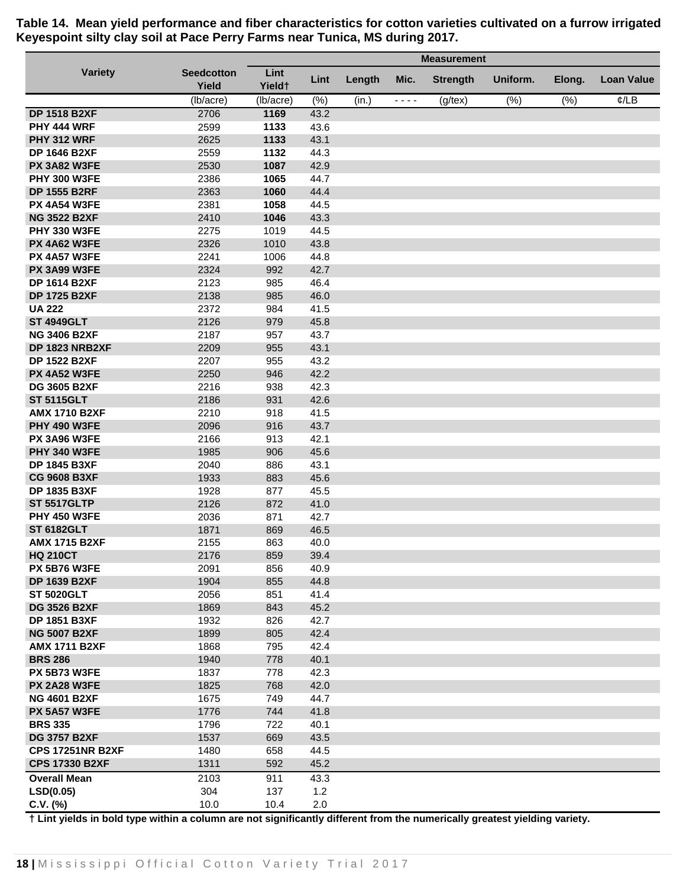**Table 14. Mean yield performance and fiber characteristics for cotton varieties cultivated on a furrow irrigated Keyespoint silty clay soil at Pace Perry Farms near Tunica, MS during 2017.**

| Variety | Seedcotton Yield | Lint Yield† | Lint | Length | Mic. | Strength | Uniform. | Elong. | Loan Value |
|---|---|---|---|---|---|---|---|---|---|
| | (lb/acre) | (lb/acre) | (%) | (in.) | - - - - | (g/tex) | (%) | (%) | ¢/LB |
| **DP 1518 B2XF** | 2706 | **1169** | 43.2 | | | | | | |
| **PHY 444 WRF** | 2599 | **1133** | 43.6 | | | | | | |
| **PHY 312 WRF** | 2625 | **1133** | 43.1 | | | | | | |
| **DP 1646 B2XF** | 2559 | **1132** | 44.3 | | | | | | |
| **PX 3A82 W3FE** | 2530 | **1087** | 42.9 | | | | | | |
| **PHY 300 W3FE** | 2386 | **1065** | 44.7 | | | | | | |
| **DP 1555 B2RF** | 2363 | **1060** | 44.4 | | | | | | |
| **PX 4A54 W3FE** | 2381 | **1058** | 44.5 | | | | | | |
| **NG 3522 B2XF** | 2410 | **1046** | 43.3 | | | | | | |
| **PHY 330 W3FE** | 2275 | 1019 | 44.5 | | | | | | |
| **PX 4A62 W3FE** | 2326 | 1010 | 43.8 | | | | | | |
| **PX 4A57 W3FE** | 2241 | 1006 | 44.8 | | | | | | |
| **PX 3A99 W3FE** | 2324 | 992 | 42.7 | | | | | | |
| **DP 1614 B2XF** | 2123 | 985 | 46.4 | | | | | | |
| **DP 1725 B2XF** | 2138 | 985 | 46.0 | | | | | | |
| **UA 222** | 2372 | 984 | 41.5 | | | | | | |
| **ST 4949GLT** | 2126 | 979 | 45.8 | | | | | | |
| **NG 3406 B2XF** | 2187 | 957 | 43.7 | | | | | | |
| **DP 1823 NRB2XF** | 2209 | 955 | 43.1 | | | | | | |
| **DP 1522 B2XF** | 2207 | 955 | 43.2 | | | | | | |
| **PX 4A52 W3FE** | 2250 | 946 | 42.2 | | | | | | |
| **DG 3605 B2XF** | 2216 | 938 | 42.3 | | | | | | |
| **ST 5115GLT** | 2186 | 931 | 42.6 | | | | | | |
| **AMX 1710 B2XF** | 2210 | 918 | 41.5 | | | | | | |
| **PHY 490 W3FE** | 2096 | 916 | 43.7 | | | | | | |
| **PX 3A96 W3FE** | 2166 | 913 | 42.1 | | | | | | |
| **PHY 340 W3FE** | 1985 | 906 | 45.6 | | | | | | |
| **DP 1845 B3XF** | 2040 | 886 | 43.1 | | | | | | |
| **CG 9608 B3XF** | 1933 | 883 | 45.6 | | | | | | |
| **DP 1835 B3XF** | 1928 | 877 | 45.5 | | | | | | |
| **ST 5517GLTP** | 2126 | 872 | 41.0 | | | | | | |
| **PHY 450 W3FE** | 2036 | 871 | 42.7 | | | | | | |
| **ST 6182GLT** | 1871 | 869 | 46.5 | | | | | | |
| **AMX 1715 B2XF** | 2155 | 863 | 40.0 | | | | | | |
| **HQ 210CT** | 2176 | 859 | 39.4 | | | | | | |
| **PX 5B76 W3FE** | 2091 | 856 | 40.9 | | | | | | |
| **DP 1639 B2XF** | 1904 | 855 | 44.8 | | | | | | |
| **ST 5020GLT** | 2056 | 851 | 41.4 | | | | | | |
| **DG 3526 B2XF** | 1869 | 843 | 45.2 | | | | | | |
| **DP 1851 B3XF** | 1932 | 826 | 42.7 | | | | | | |
| **NG 5007 B2XF** | 1899 | 805 | 42.4 | | | | | | |
| **AMX 1711 B2XF** | 1868 | 795 | 42.4 | | | | | | |
| **BRS 286** | 1940 | 778 | 40.1 | | | | | | |
| **PX 5B73 W3FE** | 1837 | 778 | 42.3 | | | | | | |
| **PX 2A28 W3FE** | 1825 | 768 | 42.0 | | | | | | |
| **NG 4601 B2XF** | 1675 | 749 | 44.7 | | | | | | |
| **PX 5A57 W3FE** | 1776 | 744 | 41.8 | | | | | | |
| **BRS 335** | 1796 | 722 | 40.1 | | | | | | |
| **DG 3757 B2XF** | 1537 | 669 | 43.5 | | | | | | |
| **CPS 17251NR B2XF** | 1480 | 658 | 44.5 | | | | | | |
| **CPS 17330 B2XF** | 1311 | 592 | 45.2 | | | | | | |
| **Overall Mean** | 2103 | 911 | 43.3 | | | | | | |
| **LSD(0.05)** | 304 | 137 | 1.2 | | | | | | |
| **C.V. (%)** | 10.0 | 10.4 | 2.0 | | | | | | |

**† Lint yields in bold type within a column are not significantly different from the numerically greatest yielding variety.**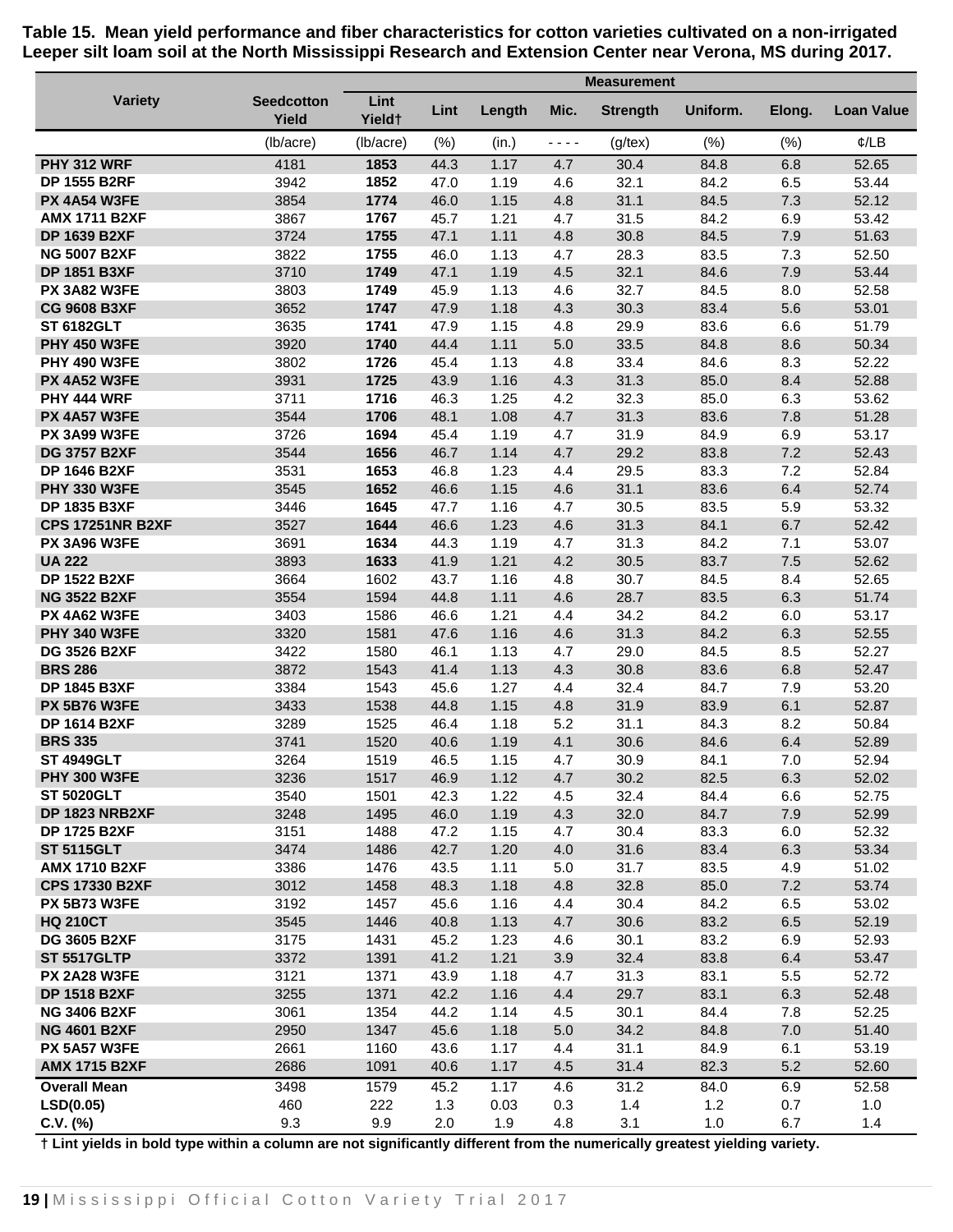**Table 15. Mean yield performance and fiber characteristics for cotton varieties cultivated on a non-irrigated Leeper silt loam soil at the North Mississippi Research and Extension Center near Verona, MS during 2017.**

| Variety | Seedcotton Yield | Lint Yield† | Measurement | | | | | | |
|---|---|---|---|---|---|---|---|---|---|
| | | | Lint | Length | Mic. | Strength | Uniform. | Elong. | Loan Value |
| | (lb/acre) | (lb/acre) | (%) | (in.) | - - - - | (g/tex) | (%) | (%) | ¢/LB |
| **PHY 312 WRF** | 4181 | **1853** | 44.3 | 1.17 | 4.7 | 30.4 | 84.8 | 6.8 | 52.65 |
| **DP 1555 B2RF** | 3942 | **1852** | 47.0 | 1.19 | 4.6 | 32.1 | 84.2 | 6.5 | 53.44 |
| **PX 4A54 W3FE** | 3854 | **1774** | 46.0 | 1.15 | 4.8 | 31.1 | 84.5 | 7.3 | 52.12 |
| **AMX 1711 B2XF** | 3867 | **1767** | 45.7 | 1.21 | 4.7 | 31.5 | 84.2 | 6.9 | 53.42 |
| **DP 1639 B2XF** | 3724 | **1755** | 47.1 | 1.11 | 4.8 | 30.8 | 84.5 | 7.9 | 51.63 |
| **NG 5007 B2XF** | 3822 | **1755** | 46.0 | 1.13 | 4.7 | 28.3 | 83.5 | 7.3 | 52.50 |
| **DP 1851 B3XF** | 3710 | **1749** | 47.1 | 1.19 | 4.5 | 32.1 | 84.6 | 7.9 | 53.44 |
| **PX 3A82 W3FE** | 3803 | **1749** | 45.9 | 1.13 | 4.6 | 32.7 | 84.5 | 8.0 | 52.58 |
| **CG 9608 B3XF** | 3652 | **1747** | 47.9 | 1.18 | 4.3 | 30.3 | 83.4 | 5.6 | 53.01 |
| **ST 6182GLT** | 3635 | **1741** | 47.9 | 1.15 | 4.8 | 29.9 | 83.6 | 6.6 | 51.79 |
| **PHY 450 W3FE** | 3920 | **1740** | 44.4 | 1.11 | 5.0 | 33.5 | 84.8 | 8.6 | 50.34 |
| **PHY 490 W3FE** | 3802 | **1726** | 45.4 | 1.13 | 4.8 | 33.4 | 84.6 | 8.3 | 52.22 |
| **PX 4A52 W3FE** | 3931 | **1725** | 43.9 | 1.16 | 4.3 | 31.3 | 85.0 | 8.4 | 52.88 |
| **PHY 444 WRF** | 3711 | **1716** | 46.3 | 1.25 | 4.2 | 32.3 | 85.0 | 6.3 | 53.62 |
| **PX 4A57 W3FE** | 3544 | **1706** | 48.1 | 1.08 | 4.7 | 31.3 | 83.6 | 7.8 | 51.28 |
| **PX 3A99 W3FE** | 3726 | **1694** | 45.4 | 1.19 | 4.7 | 31.9 | 84.9 | 6.9 | 53.17 |
| **DG 3757 B2XF** | 3544 | **1656** | 46.7 | 1.14 | 4.7 | 29.2 | 83.8 | 7.2 | 52.43 |
| **DP 1646 B2XF** | 3531 | **1653** | 46.8 | 1.23 | 4.4 | 29.5 | 83.3 | 7.2 | 52.84 |
| **PHY 330 W3FE** | 3545 | **1652** | 46.6 | 1.15 | 4.6 | 31.1 | 83.6 | 6.4 | 52.74 |
| **DP 1835 B3XF** | 3446 | **1645** | 47.7 | 1.16 | 4.7 | 30.5 | 83.5 | 5.9 | 53.32 |
| **CPS 17251NR B2XF** | 3527 | **1644** | 46.6 | 1.23 | 4.6 | 31.3 | 84.1 | 6.7 | 52.42 |
| **PX 3A96 W3FE** | 3691 | **1634** | 44.3 | 1.19 | 4.7 | 31.3 | 84.2 | 7.1 | 53.07 |
| **UA 222** | 3893 | **1633** | 41.9 | 1.21 | 4.2 | 30.5 | 83.7 | 7.5 | 52.62 |
| **DP 1522 B2XF** | 3664 | 1602 | 43.7 | 1.16 | 4.8 | 30.7 | 84.5 | 8.4 | 52.65 |
| **NG 3522 B2XF** | 3554 | 1594 | 44.8 | 1.11 | 4.6 | 28.7 | 83.5 | 6.3 | 51.74 |
| **PX 4A62 W3FE** | 3403 | 1586 | 46.6 | 1.21 | 4.4 | 34.2 | 84.2 | 6.0 | 53.17 |
| **PHY 340 W3FE** | 3320 | 1581 | 47.6 | 1.16 | 4.6 | 31.3 | 84.2 | 6.3 | 52.55 |
| **DG 3526 B2XF** | 3422 | 1580 | 46.1 | 1.13 | 4.7 | 29.0 | 84.5 | 8.5 | 52.27 |
| **BRS 286** | 3872 | 1543 | 41.4 | 1.13 | 4.3 | 30.8 | 83.6 | 6.8 | 52.47 |
| **DP 1845 B3XF** | 3384 | 1543 | 45.6 | 1.27 | 4.4 | 32.4 | 84.7 | 7.9 | 53.20 |
| **PX 5B76 W3FE** | 3433 | 1538 | 44.8 | 1.15 | 4.8 | 31.9 | 83.9 | 6.1 | 52.87 |
| **DP 1614 B2XF** | 3289 | 1525 | 46.4 | 1.18 | 5.2 | 31.1 | 84.3 | 8.2 | 50.84 |
| **BRS 335** | 3741 | 1520 | 40.6 | 1.19 | 4.1 | 30.6 | 84.6 | 6.4 | 52.89 |
| **ST 4949GLT** | 3264 | 1519 | 46.5 | 1.15 | 4.7 | 30.9 | 84.1 | 7.0 | 52.94 |
| **PHY 300 W3FE** | 3236 | 1517 | 46.9 | 1.12 | 4.7 | 30.2 | 82.5 | 6.3 | 52.02 |
| **ST 5020GLT** | 3540 | 1501 | 42.3 | 1.22 | 4.5 | 32.4 | 84.4 | 6.6 | 52.75 |
| **DP 1823 NRB2XF** | 3248 | 1495 | 46.0 | 1.19 | 4.3 | 32.0 | 84.7 | 7.9 | 52.99 |
| **DP 1725 B2XF** | 3151 | 1488 | 47.2 | 1.15 | 4.7 | 30.4 | 83.3 | 6.0 | 52.32 |
| **ST 5115GLT** | 3474 | 1486 | 42.7 | 1.20 | 4.0 | 31.6 | 83.4 | 6.3 | 53.34 |
| **AMX 1710 B2XF** | 3386 | 1476 | 43.5 | 1.11 | 5.0 | 31.7 | 83.5 | 4.9 | 51.02 |
| **CPS 17330 B2XF** | 3012 | 1458 | 48.3 | 1.18 | 4.8 | 32.8 | 85.0 | 7.2 | 53.74 |
| **PX 5B73 W3FE** | 3192 | 1457 | 45.6 | 1.16 | 4.4 | 30.4 | 84.2 | 6.5 | 53.02 |
| **HQ 210CT** | 3545 | 1446 | 40.8 | 1.13 | 4.7 | 30.6 | 83.2 | 6.5 | 52.19 |
| **DG 3605 B2XF** | 3175 | 1431 | 45.2 | 1.23 | 4.6 | 30.1 | 83.2 | 6.9 | 52.93 |
| **ST 5517GLTP** | 3372 | 1391 | 41.2 | 1.21 | 3.9 | 32.4 | 83.8 | 6.4 | 53.47 |
| **PX 2A28 W3FE** | 3121 | 1371 | 43.9 | 1.18 | 4.7 | 31.3 | 83.1 | 5.5 | 52.72 |
| **DP 1518 B2XF** | 3255 | 1371 | 42.2 | 1.16 | 4.4 | 29.7 | 83.1 | 6.3 | 52.48 |
| **NG 3406 B2XF** | 3061 | 1354 | 44.2 | 1.14 | 4.5 | 30.1 | 84.4 | 7.8 | 52.25 |
| **NG 4601 B2XF** | 2950 | 1347 | 45.6 | 1.18 | 5.0 | 34.2 | 84.8 | 7.0 | 51.40 |
| **PX 5A57 W3FE** | 2661 | 1160 | 43.6 | 1.17 | 4.4 | 31.1 | 84.9 | 6.1 | 53.19 |
| **AMX 1715 B2XF** | 2686 | 1091 | 40.6 | 1.17 | 4.5 | 31.4 | 82.3 | 5.2 | 52.60 |
| **Overall Mean** | 3498 | 1579 | 45.2 | 1.17 | 4.6 | 31.2 | 84.0 | 6.9 | 52.58 |
| **LSD(0.05)** | 460 | 222 | 1.3 | 0.03 | 0.3 | 1.4 | 1.2 | 0.7 | 1.0 |
| **C.V. (%)** | 9.3 | 9.9 | 2.0 | 1.9 | 4.8 | 3.1 | 1.0 | 6.7 | 1.4 |

**† Lint yields in bold type within a column are not significantly different from the numerically greatest yielding variety.**